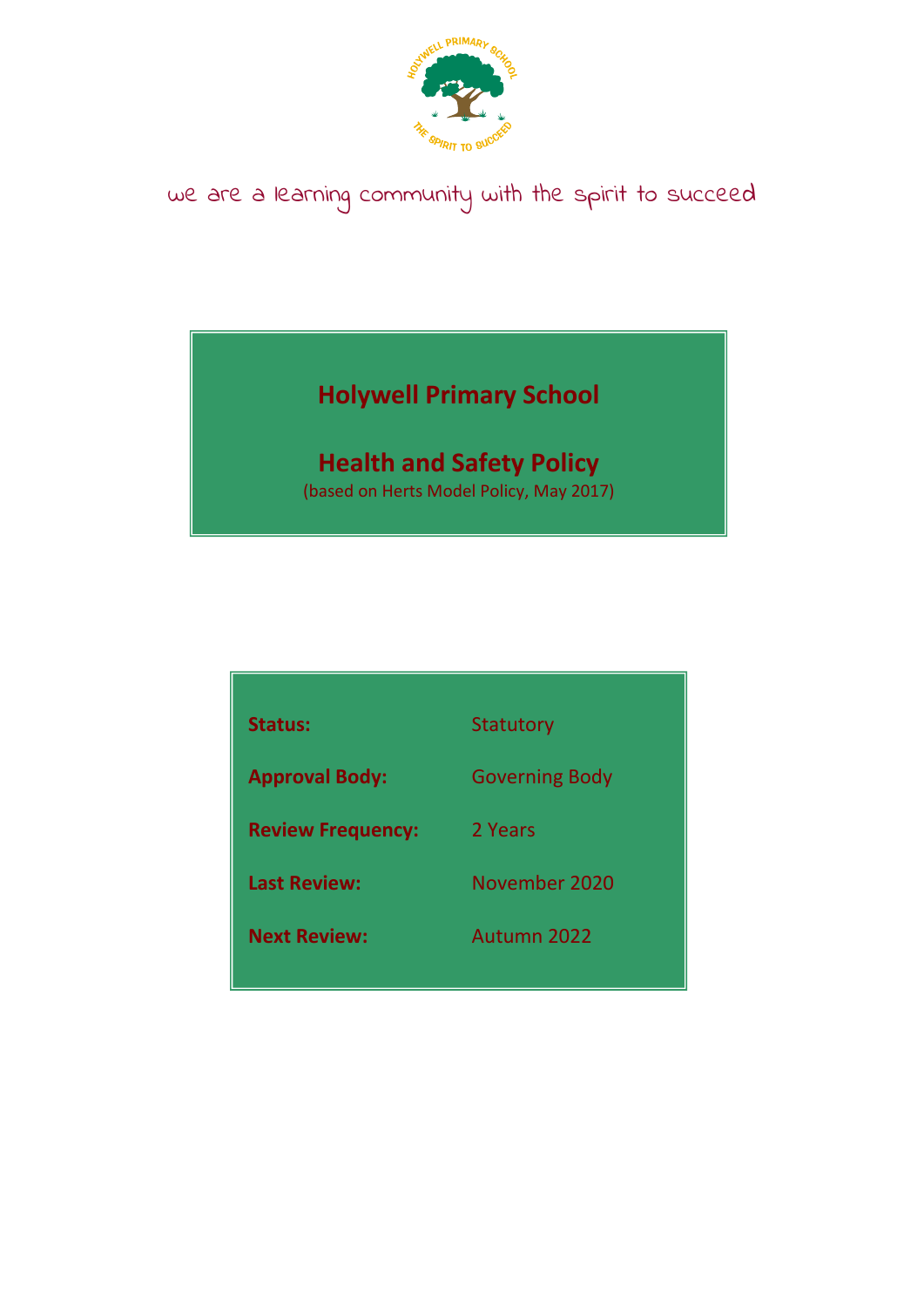we are a learning community with the spirit to succeed

# Holywell Primary School

# Health and Safety Policy

(based on Herts Model Policy, May 2017)

| | |
|---|---|
| **Status:** | Statutory |
| **Approval Body:** | Governing Body |
| **Review Frequency:** | 2 Years |
| **Last Review:** | November 2020 |
| **Next Review:** | Autumn 2022 |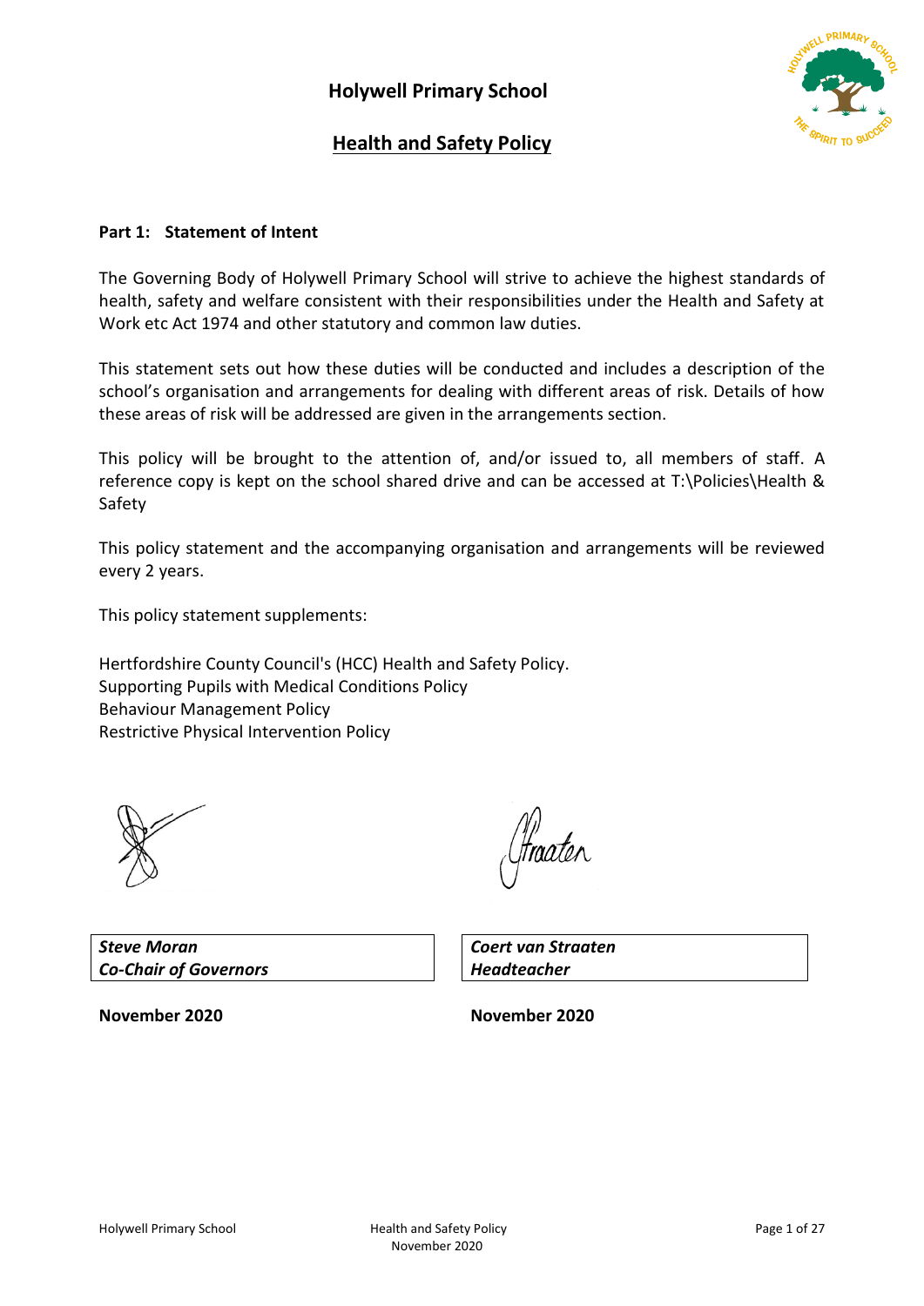# Holywell Primary School

## Health and Safety Policy

**Part 1: Statement of Intent**

The Governing Body of Holywell Primary School will strive to achieve the highest standards of health, safety and welfare consistent with their responsibilities under the Health and Safety at Work etc Act 1974 and other statutory and common law duties.

This statement sets out how these duties will be conducted and includes a description of the school's organisation and arrangements for dealing with different areas of risk. Details of how these areas of risk will be addressed are given in the arrangements section.

This policy will be brought to the attention of, and/or issued to, all members of staff. A reference copy is kept on the school shared drive and can be accessed at T:\Policies\Health & Safety

This policy statement and the accompanying organisation and arrangements will be reviewed every 2 years.

This policy statement supplements:

Hertfordshire County Council's (HCC) Health and Safety Policy.
Supporting Pupils with Medical Conditions Policy
Behaviour Management Policy
Restrictive Physical Intervention Policy

| ***Steve Moran*** <br> ***Co-Chair of Governors*** | ***Coert van Straaten*** <br> ***Headteacher*** |
|---|---|
| **November 2020** | **November 2020** |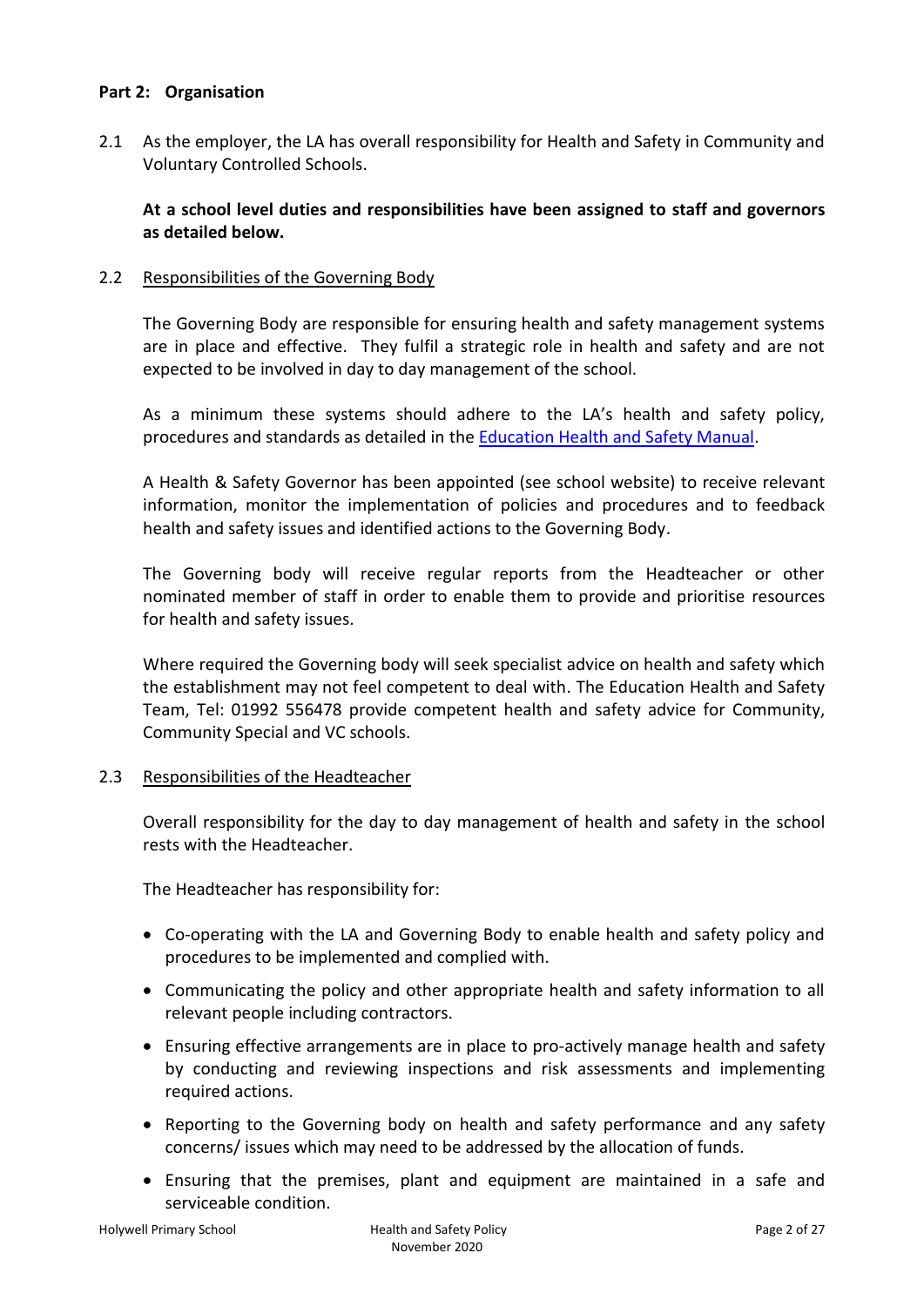**Part 2: Organisation**

2.1 As the employer, the LA has overall responsibility for Health and Safety in Community and Voluntary Controlled Schools.

**At a school level duties and responsibilities have been assigned to staff and governors as detailed below.**

2.2 Responsibilities of the Governing Body

The Governing Body are responsible for ensuring health and safety management systems are in place and effective. They fulfil a strategic role in health and safety and are not expected to be involved in day to day management of the school.

As a minimum these systems should adhere to the LA's health and safety policy, procedures and standards as detailed in the Education Health and Safety Manual.

A Health & Safety Governor has been appointed (see school website) to receive relevant information, monitor the implementation of policies and procedures and to feedback health and safety issues and identified actions to the Governing Body.

The Governing body will receive regular reports from the Headteacher or other nominated member of staff in order to enable them to provide and prioritise resources for health and safety issues.

Where required the Governing body will seek specialist advice on health and safety which the establishment may not feel competent to deal with. The Education Health and Safety Team, Tel: 01992 556478 provide competent health and safety advice for Community, Community Special and VC schools.

2.3 Responsibilities of the Headteacher

Overall responsibility for the day to day management of health and safety in the school rests with the Headteacher.

The Headteacher has responsibility for:

- Co-operating with the LA and Governing Body to enable health and safety policy and procedures to be implemented and complied with.
- Communicating the policy and other appropriate health and safety information to all relevant people including contractors.
- Ensuring effective arrangements are in place to pro-actively manage health and safety by conducting and reviewing inspections and risk assessments and implementing required actions.
- Reporting to the Governing body on health and safety performance and any safety concerns/ issues which may need to be addressed by the allocation of funds.
- Ensuring that the premises, plant and equipment are maintained in a safe and serviceable condition.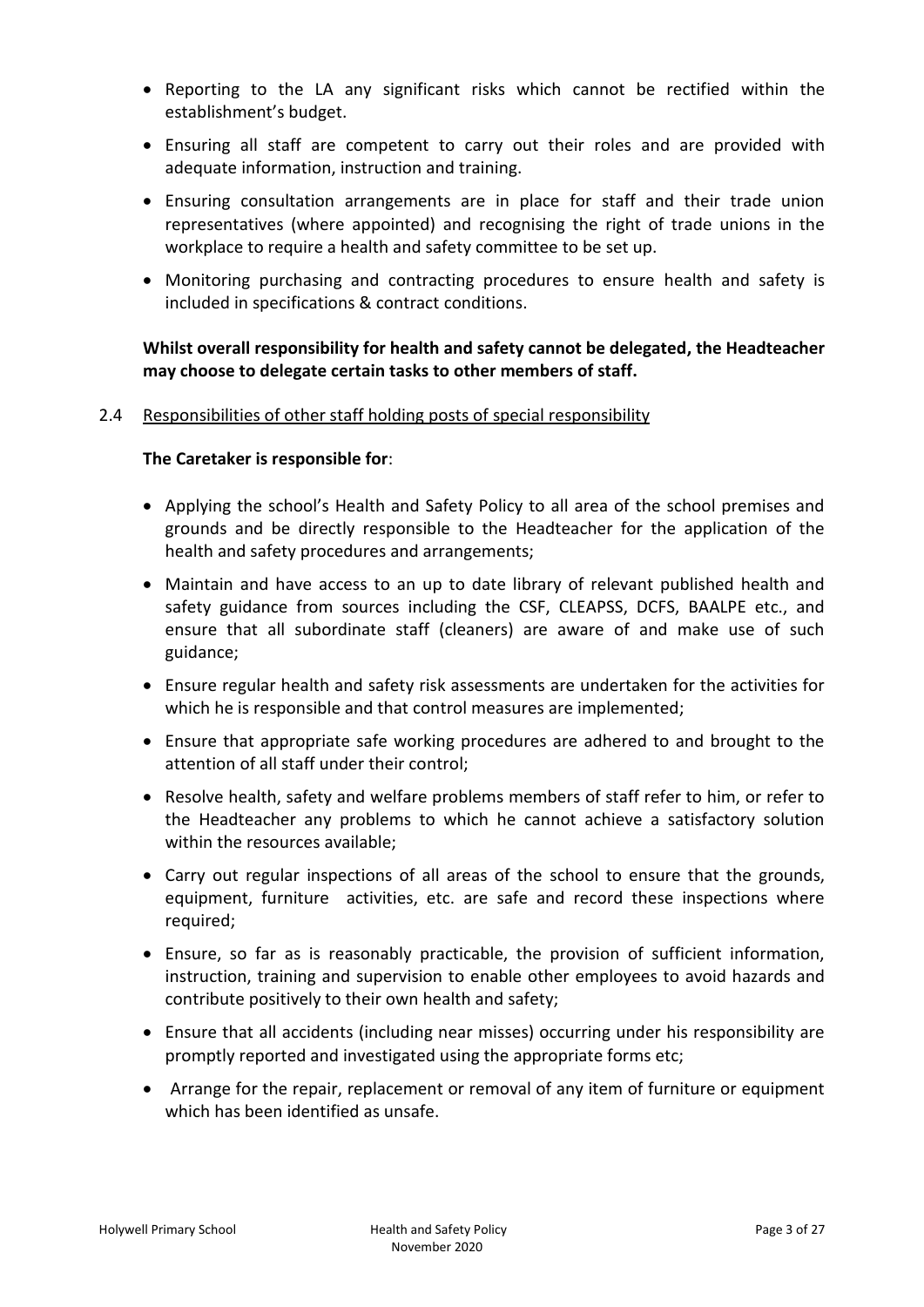- Reporting to the LA any significant risks which cannot be rectified within the establishment's budget.
- Ensuring all staff are competent to carry out their roles and are provided with adequate information, instruction and training.
- Ensuring consultation arrangements are in place for staff and their trade union representatives (where appointed) and recognising the right of trade unions in the workplace to require a health and safety committee to be set up.
- Monitoring purchasing and contracting procedures to ensure health and safety is included in specifications & contract conditions.

**Whilst overall responsibility for health and safety cannot be delegated, the Headteacher may choose to delegate certain tasks to other members of staff.**

2.4 Responsibilities of other staff holding posts of special responsibility

**The Caretaker is responsible for**:

- Applying the school's Health and Safety Policy to all area of the school premises and grounds and be directly responsible to the Headteacher for the application of the health and safety procedures and arrangements;
- Maintain and have access to an up to date library of relevant published health and safety guidance from sources including the CSF, CLEAPSS, DCFS, BAALPE etc., and ensure that all subordinate staff (cleaners) are aware of and make use of such guidance;
- Ensure regular health and safety risk assessments are undertaken for the activities for which he is responsible and that control measures are implemented;
- Ensure that appropriate safe working procedures are adhered to and brought to the attention of all staff under their control;
- Resolve health, safety and welfare problems members of staff refer to him, or refer to the Headteacher any problems to which he cannot achieve a satisfactory solution within the resources available;
- Carry out regular inspections of all areas of the school to ensure that the grounds, equipment, furniture activities, etc. are safe and record these inspections where required;
- Ensure, so far as is reasonably practicable, the provision of sufficient information, instruction, training and supervision to enable other employees to avoid hazards and contribute positively to their own health and safety;
- Ensure that all accidents (including near misses) occurring under his responsibility are promptly reported and investigated using the appropriate forms etc;
- Arrange for the repair, replacement or removal of any item of furniture or equipment which has been identified as unsafe.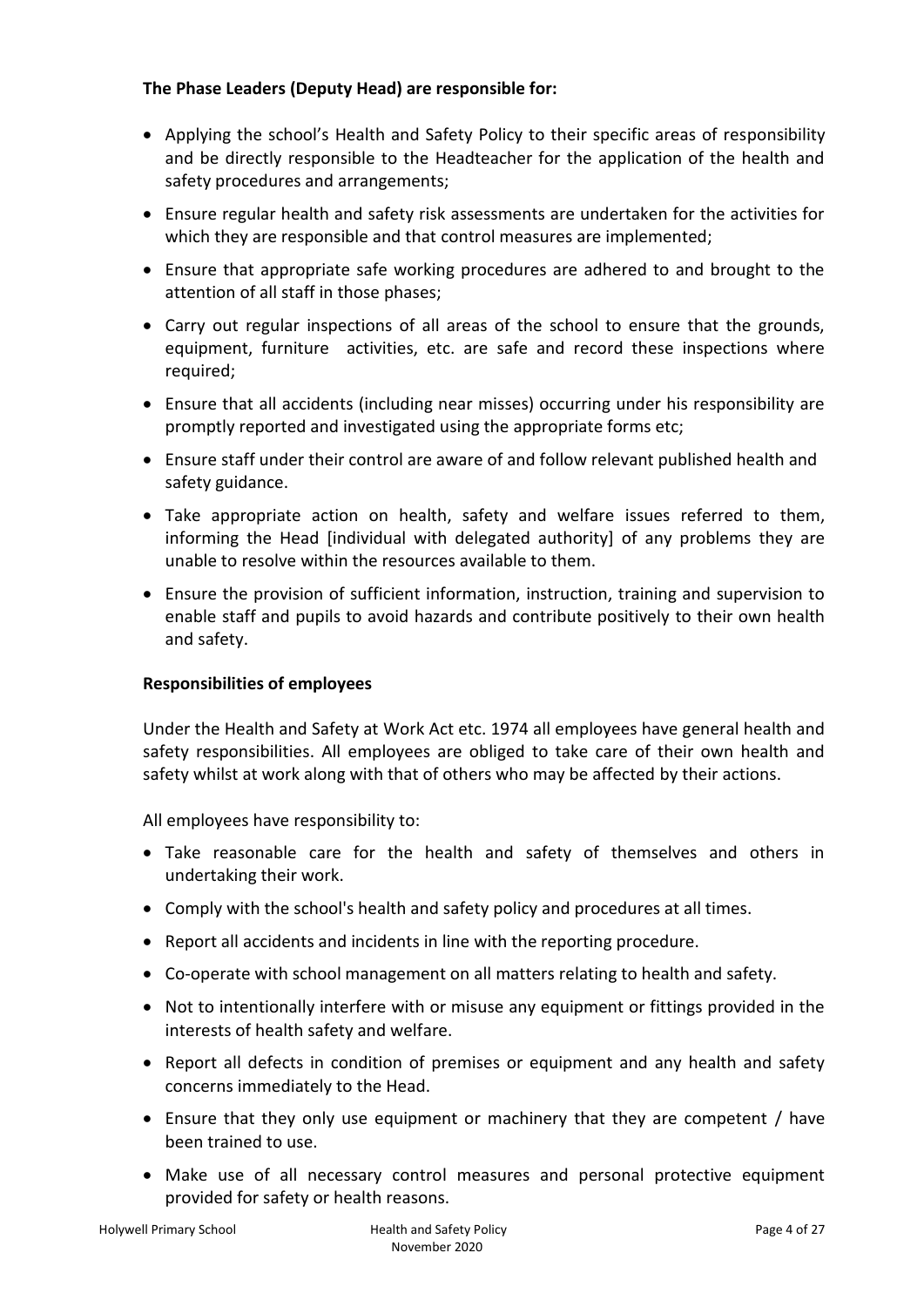**The Phase Leaders (Deputy Head) are responsible for:**

- Applying the school's Health and Safety Policy to their specific areas of responsibility and be directly responsible to the Headteacher for the application of the health and safety procedures and arrangements;
- Ensure regular health and safety risk assessments are undertaken for the activities for which they are responsible and that control measures are implemented;
- Ensure that appropriate safe working procedures are adhered to and brought to the attention of all staff in those phases;
- Carry out regular inspections of all areas of the school to ensure that the grounds, equipment, furniture activities, etc. are safe and record these inspections where required;
- Ensure that all accidents (including near misses) occurring under his responsibility are promptly reported and investigated using the appropriate forms etc;
- Ensure staff under their control are aware of and follow relevant published health and safety guidance.
- Take appropriate action on health, safety and welfare issues referred to them, informing the Head [individual with delegated authority] of any problems they are unable to resolve within the resources available to them.
- Ensure the provision of sufficient information, instruction, training and supervision to enable staff and pupils to avoid hazards and contribute positively to their own health and safety.

**Responsibilities of employees**

Under the Health and Safety at Work Act etc. 1974 all employees have general health and safety responsibilities. All employees are obliged to take care of their own health and safety whilst at work along with that of others who may be affected by their actions.

All employees have responsibility to:

- Take reasonable care for the health and safety of themselves and others in undertaking their work.
- Comply with the school's health and safety policy and procedures at all times.
- Report all accidents and incidents in line with the reporting procedure.
- Co-operate with school management on all matters relating to health and safety.
- Not to intentionally interfere with or misuse any equipment or fittings provided in the interests of health safety and welfare.
- Report all defects in condition of premises or equipment and any health and safety concerns immediately to the Head.
- Ensure that they only use equipment or machinery that they are competent / have been trained to use.
- Make use of all necessary control measures and personal protective equipment provided for safety or health reasons.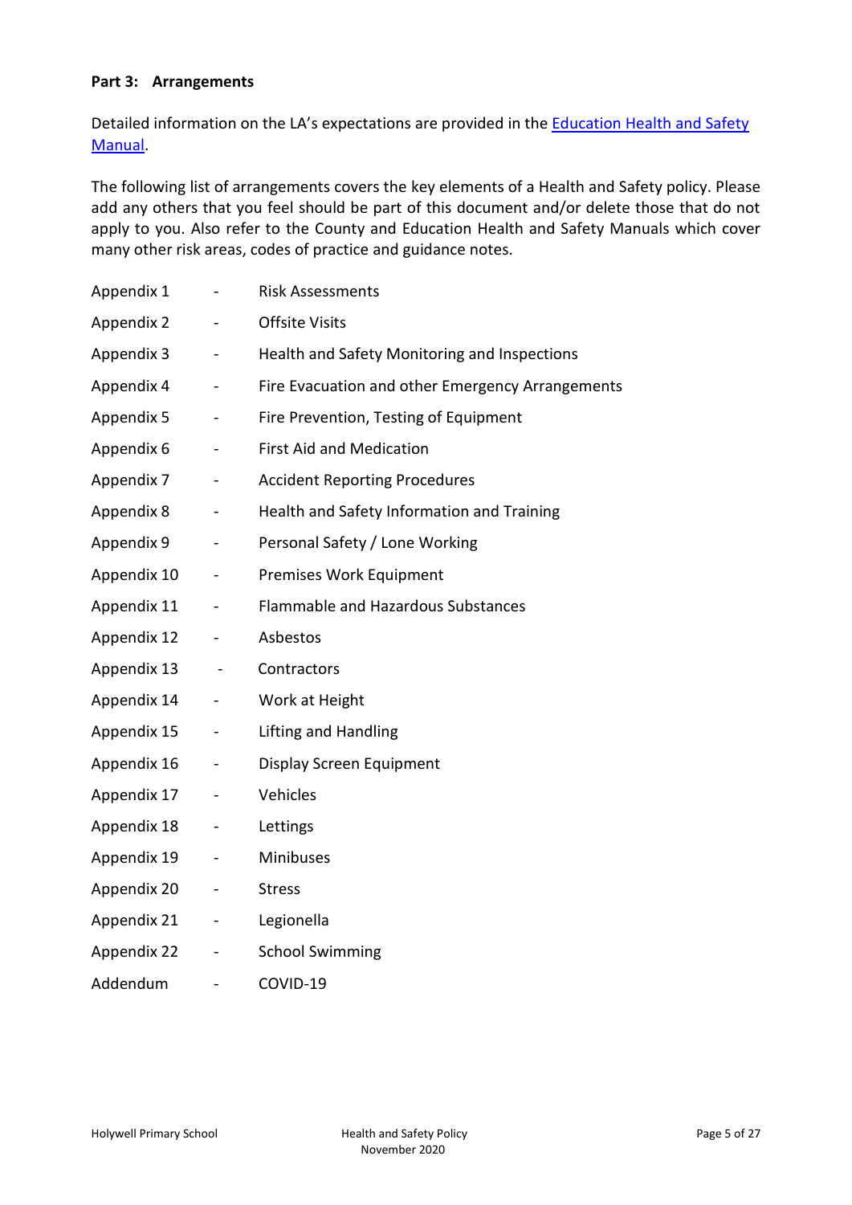**Part 3: Arrangements**

Detailed information on the LA's expectations are provided in the [Education Health and Safety Manual](#).

The following list of arrangements covers the key elements of a Health and Safety policy. Please add any others that you feel should be part of this document and/or delete those that do not apply to you. Also refer to the County and Education Health and Safety Manuals which cover many other risk areas, codes of practice and guidance notes.

| | | |
|---|---|---|
| Appendix 1 | - | Risk Assessments |
| Appendix 2 | - | Offsite Visits |
| Appendix 3 | - | Health and Safety Monitoring and Inspections |
| Appendix 4 | - | Fire Evacuation and other Emergency Arrangements |
| Appendix 5 | - | Fire Prevention, Testing of Equipment |
| Appendix 6 | - | First Aid and Medication |
| Appendix 7 | - | Accident Reporting Procedures |
| Appendix 8 | - | Health and Safety Information and Training |
| Appendix 9 | - | Personal Safety / Lone Working |
| Appendix 10 | - | Premises Work Equipment |
| Appendix 11 | - | Flammable and Hazardous Substances |
| Appendix 12 | - | Asbestos |
| Appendix 13 | - | Contractors |
| Appendix 14 | - | Work at Height |
| Appendix 15 | - | Lifting and Handling |
| Appendix 16 | - | Display Screen Equipment |
| Appendix 17 | - | Vehicles |
| Appendix 18 | - | Lettings |
| Appendix 19 | - | Minibuses |
| Appendix 20 | - | Stress |
| Appendix 21 | - | Legionella |
| Appendix 22 | - | School Swimming |
| Addendum | - | COVID-19 |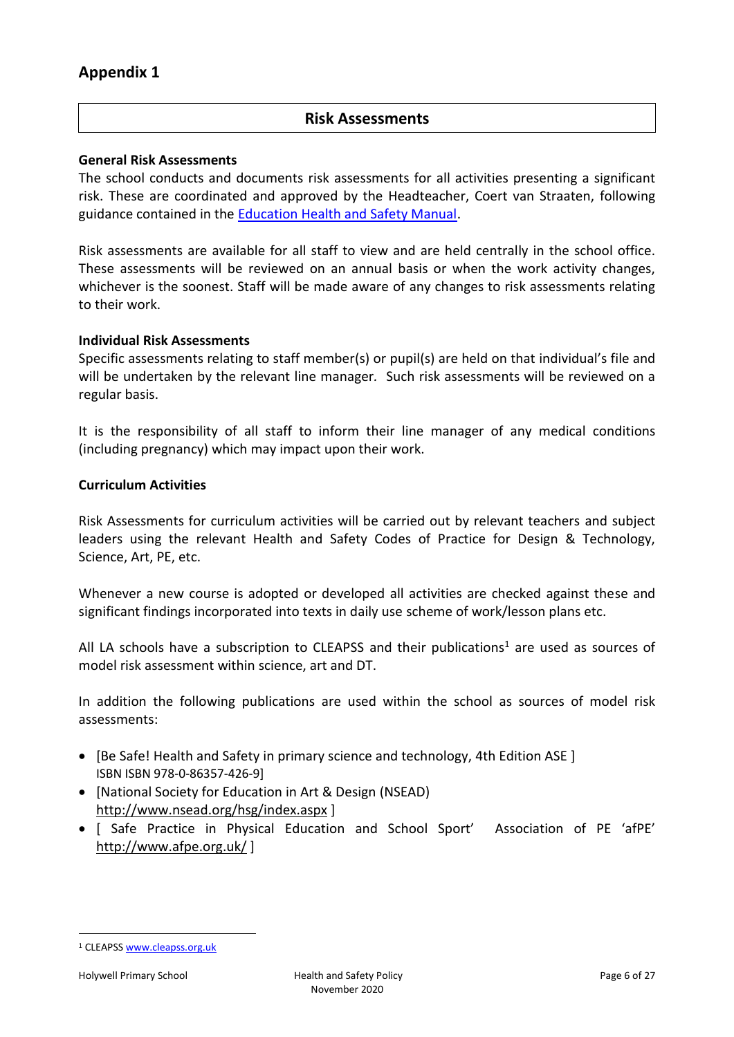## Appendix 1

### Risk Assessments

**General Risk Assessments**

The school conducts and documents risk assessments for all activities presenting a significant risk. These are coordinated and approved by the Headteacher, Coert van Straaten, following guidance contained in the Education Health and Safety Manual.

Risk assessments are available for all staff to view and are held centrally in the school office. These assessments will be reviewed on an annual basis or when the work activity changes, whichever is the soonest. Staff will be made aware of any changes to risk assessments relating to their work.

**Individual Risk Assessments**

Specific assessments relating to staff member(s) or pupil(s) are held on that individual's file and will be undertaken by the relevant line manager. Such risk assessments will be reviewed on a regular basis.

It is the responsibility of all staff to inform their line manager of any medical conditions (including pregnancy) which may impact upon their work.

**Curriculum Activities**

Risk Assessments for curriculum activities will be carried out by relevant teachers and subject leaders using the relevant Health and Safety Codes of Practice for Design & Technology, Science, Art, PE, etc.

Whenever a new course is adopted or developed all activities are checked against these and significant findings incorporated into texts in daily use scheme of work/lesson plans etc.

All LA schools have a subscription to CLEAPSS and their publications[1] are used as sources of model risk assessment within science, art and DT.

In addition the following publications are used within the school as sources of model risk assessments:

- [Be Safe! Health and Safety in primary science and technology, 4th Edition ASE ] ISBN ISBN 978-0-86357-426-9]
- [National Society for Education in Art & Design (NSEAD) http://www.nsead.org/hsg/index.aspx ]
- [ Safe Practice in Physical Education and School Sport' Association of PE 'afPE' http://www.afpe.org.uk/ ]

---

[1] CLEAPSS www.cleapss.org.uk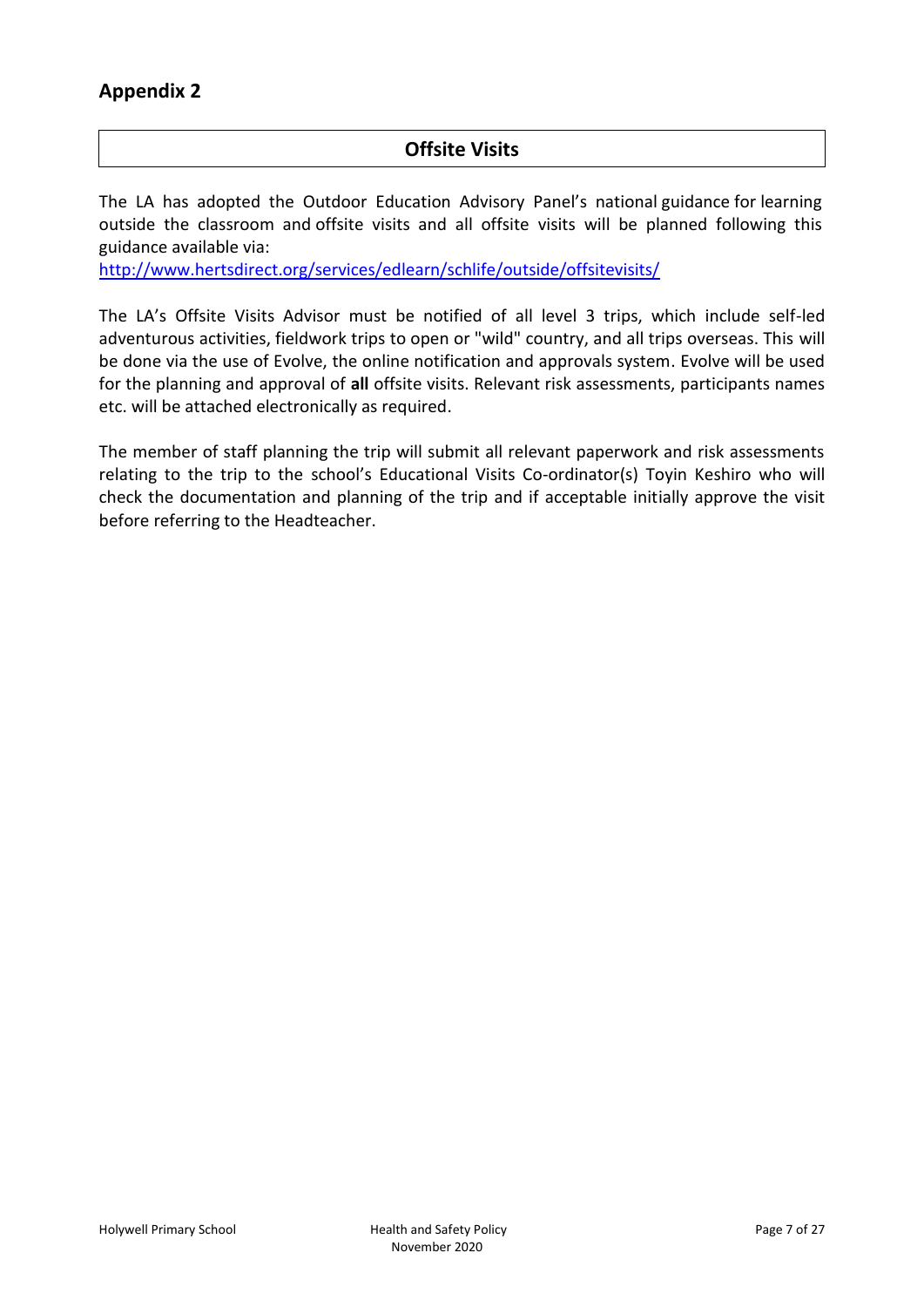## Appendix 2

### Offsite Visits

The LA has adopted the Outdoor Education Advisory Panel's national guidance for learning outside the classroom and offsite visits and all offsite visits will be planned following this guidance available via:
[http://www.hertsdirect.org/services/edlearn/schlife/outside/offsitevisits/](http://www.hertsdirect.org/services/edlearn/schlife/outside/offsitevisits/)

The LA's Offsite Visits Advisor must be notified of all level 3 trips, which include self-led adventurous activities, fieldwork trips to open or "wild" country, and all trips overseas. This will be done via the use of Evolve, the online notification and approvals system. Evolve will be used for the planning and approval of **all** offsite visits. Relevant risk assessments, participants names etc. will be attached electronically as required.

The member of staff planning the trip will submit all relevant paperwork and risk assessments relating to the trip to the school's Educational Visits Co-ordinator(s) Toyin Keshiro who will check the documentation and planning of the trip and if acceptable initially approve the visit before referring to the Headteacher.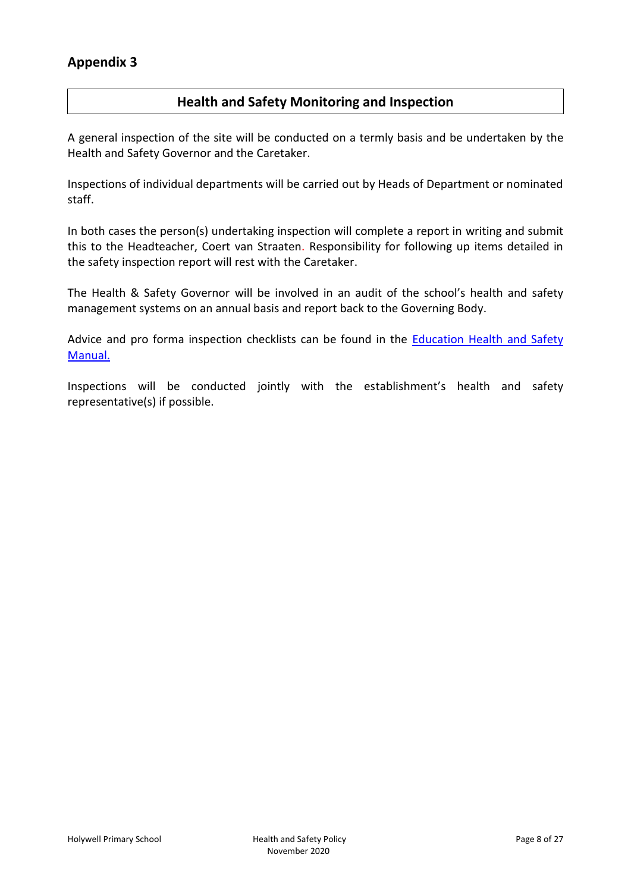## Appendix 3

### Health and Safety Monitoring and Inspection

A general inspection of the site will be conducted on a termly basis and be undertaken by the Health and Safety Governor and the Caretaker.

Inspections of individual departments will be carried out by Heads of Department or nominated staff.

In both cases the person(s) undertaking inspection will complete a report in writing and submit this to the Headteacher, Coert van Straaten. Responsibility for following up items detailed in the safety inspection report will rest with the Caretaker.

The Health & Safety Governor will be involved in an audit of the school's health and safety management systems on an annual basis and report back to the Governing Body.

Advice and pro forma inspection checklists can be found in the Education Health and Safety Manual.

Inspections will be conducted jointly with the establishment's health and safety representative(s) if possible.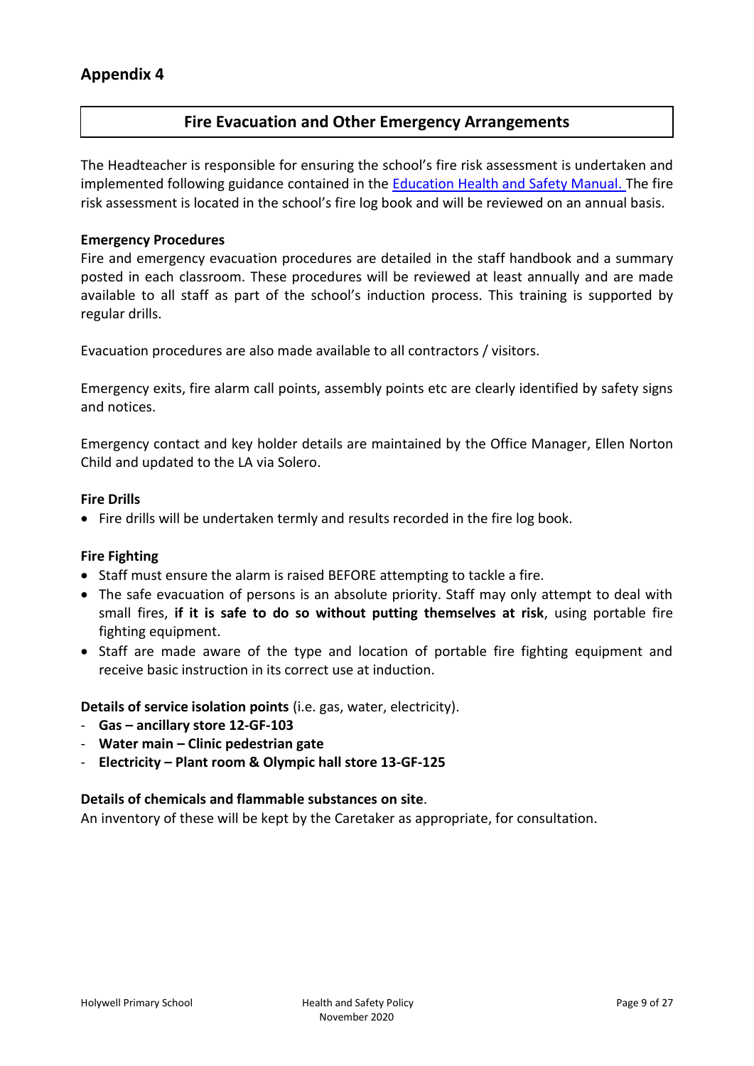## Appendix 4

### Fire Evacuation and Other Emergency Arrangements

The Headteacher is responsible for ensuring the school's fire risk assessment is undertaken and implemented following guidance contained in the Education Health and Safety Manual. The fire risk assessment is located in the school's fire log book and will be reviewed on an annual basis.

**Emergency Procedures**
Fire and emergency evacuation procedures are detailed in the staff handbook and a summary posted in each classroom. These procedures will be reviewed at least annually and are made available to all staff as part of the school's induction process. This training is supported by regular drills.

Evacuation procedures are also made available to all contractors / visitors.

Emergency exits, fire alarm call points, assembly points etc are clearly identified by safety signs and notices.

Emergency contact and key holder details are maintained by the Office Manager, Ellen Norton Child and updated to the LA via Solero.

**Fire Drills**

- Fire drills will be undertaken termly and results recorded in the fire log book.

**Fire Fighting**

- Staff must ensure the alarm is raised BEFORE attempting to tackle a fire.
- The safe evacuation of persons is an absolute priority. Staff may only attempt to deal with small fires, **if it is safe to do so without putting themselves at risk**, using portable fire fighting equipment.
- Staff are made aware of the type and location of portable fire fighting equipment and receive basic instruction in its correct use at induction.

**Details of service isolation points** (i.e. gas, water, electricity).

- **Gas – ancillary store 12-GF-103**
- **Water main – Clinic pedestrian gate**
- **Electricity – Plant room & Olympic hall store 13-GF-125**

**Details of chemicals and flammable substances on site**.
An inventory of these will be kept by the Caretaker as appropriate, for consultation.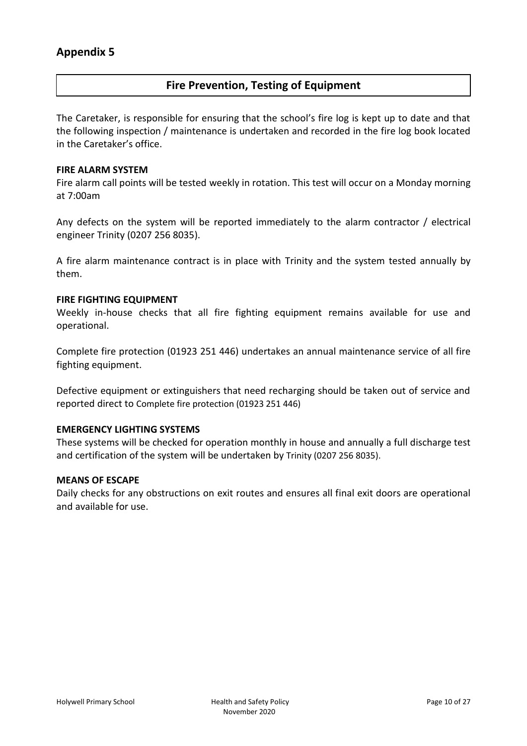## Appendix 5

### Fire Prevention, Testing of Equipment

The Caretaker, is responsible for ensuring that the school's fire log is kept up to date and that the following inspection / maintenance is undertaken and recorded in the fire log book located in the Caretaker's office.

**FIRE ALARM SYSTEM**

Fire alarm call points will be tested weekly in rotation. This test will occur on a Monday morning at 7:00am

Any defects on the system will be reported immediately to the alarm contractor / electrical engineer Trinity (0207 256 8035).

A fire alarm maintenance contract is in place with Trinity and the system tested annually by them.

**FIRE FIGHTING EQUIPMENT**

Weekly in-house checks that all fire fighting equipment remains available for use and operational.

Complete fire protection (01923 251 446) undertakes an annual maintenance service of all fire fighting equipment.

Defective equipment or extinguishers that need recharging should be taken out of service and reported direct to Complete fire protection (01923 251 446)

**EMERGENCY LIGHTING SYSTEMS**

These systems will be checked for operation monthly in house and annually a full discharge test and certification of the system will be undertaken by Trinity (0207 256 8035).

**MEANS OF ESCAPE**

Daily checks for any obstructions on exit routes and ensures all final exit doors are operational and available for use.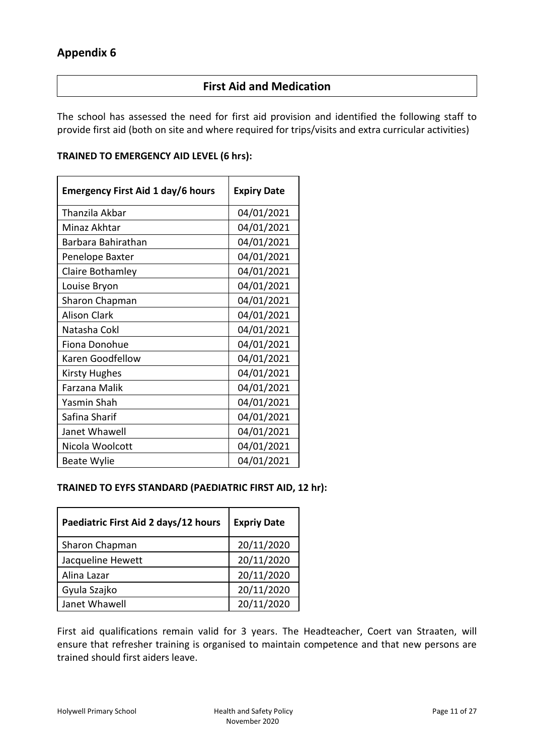## Appendix 6

### First Aid and Medication

The school has assessed the need for first aid provision and identified the following staff to provide first aid (both on site and where required for trips/visits and extra curricular activities)

**TRAINED TO EMERGENCY AID LEVEL (6 hrs):**

| Emergency First Aid 1 day/6 hours | Expiry Date |
|---|---|
| Thanzila Akbar | 04/01/2021 |
| Minaz Akhtar | 04/01/2021 |
| Barbara Bahirathan | 04/01/2021 |
| Penelope Baxter | 04/01/2021 |
| Claire Bothamley | 04/01/2021 |
| Louise Bryon | 04/01/2021 |
| Sharon Chapman | 04/01/2021 |
| Alison Clark | 04/01/2021 |
| Natasha Cokl | 04/01/2021 |
| Fiona Donohue | 04/01/2021 |
| Karen Goodfellow | 04/01/2021 |
| Kirsty Hughes | 04/01/2021 |
| Farzana Malik | 04/01/2021 |
| Yasmin Shah | 04/01/2021 |
| Safina Sharif | 04/01/2021 |
| Janet Whawell | 04/01/2021 |
| Nicola Woolcott | 04/01/2021 |
| Beate Wylie | 04/01/2021 |

**TRAINED TO EYFS STANDARD (PAEDIATRIC FIRST AID, 12 hr):**

| Paediatric First Aid 2 days/12 hours | Expriy Date |
|---|---|
| Sharon Chapman | 20/11/2020 |
| Jacqueline Hewett | 20/11/2020 |
| Alina Lazar | 20/11/2020 |
| Gyula Szajko | 20/11/2020 |
| Janet Whawell | 20/11/2020 |

First aid qualifications remain valid for 3 years. The Headteacher, Coert van Straaten, will ensure that refresher training is organised to maintain competence and that new persons are trained should first aiders leave.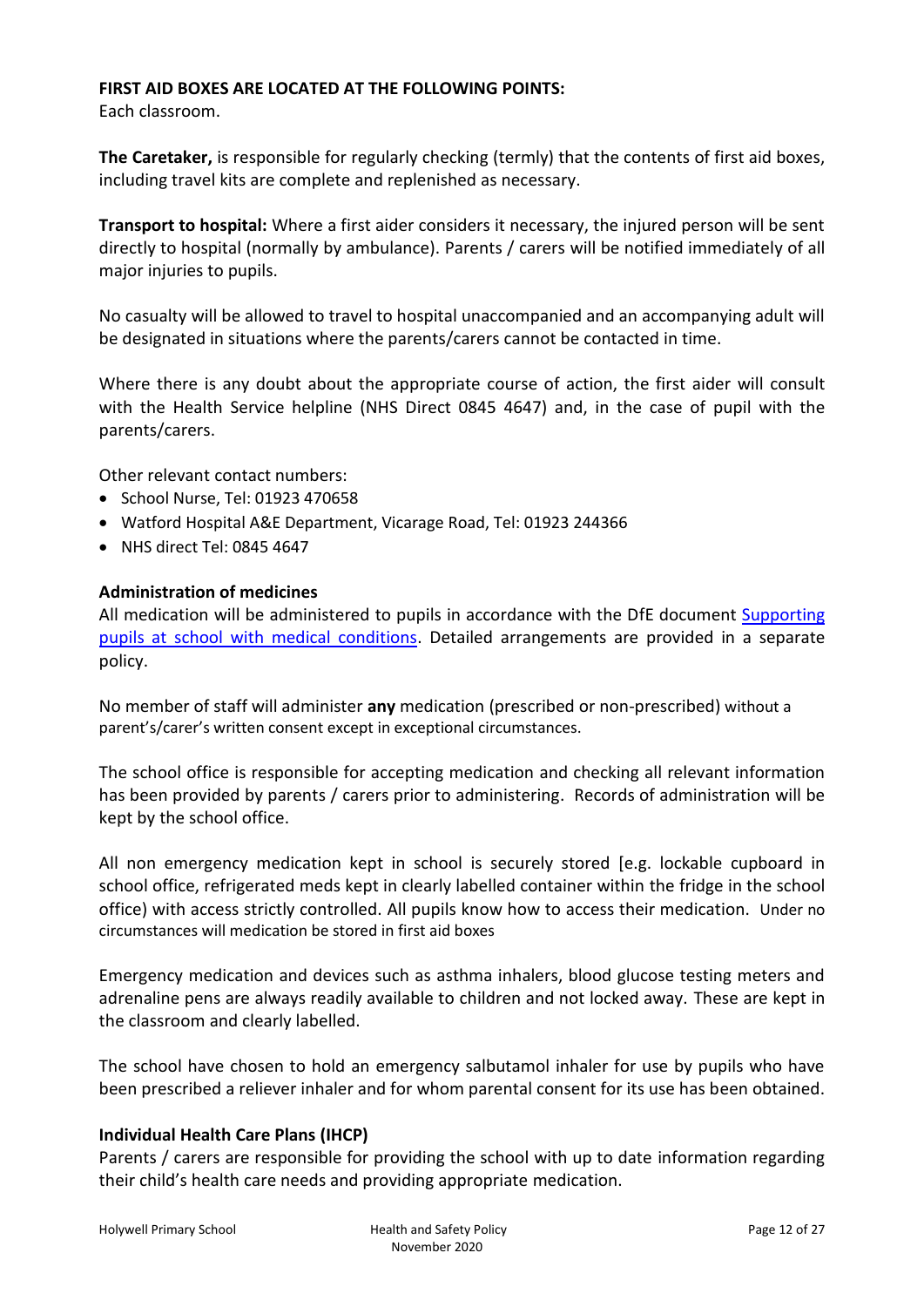**FIRST AID BOXES ARE LOCATED AT THE FOLLOWING POINTS:**
Each classroom.

**The Caretaker,** is responsible for regularly checking (termly) that the contents of first aid boxes, including travel kits are complete and replenished as necessary.

**Transport to hospital:** Where a first aider considers it necessary, the injured person will be sent directly to hospital (normally by ambulance). Parents / carers will be notified immediately of all major injuries to pupils.

No casualty will be allowed to travel to hospital unaccompanied and an accompanying adult will be designated in situations where the parents/carers cannot be contacted in time.

Where there is any doubt about the appropriate course of action, the first aider will consult with the Health Service helpline (NHS Direct 0845 4647) and, in the case of pupil with the parents/carers.

Other relevant contact numbers:

- School Nurse, Tel: 01923 470658
- Watford Hospital A&E Department, Vicarage Road, Tel: 01923 244366
- NHS direct Tel: 0845 4647

**Administration of medicines**

All medication will be administered to pupils in accordance with the DfE document [Supporting pupils at school with medical conditions](). Detailed arrangements are provided in a separate policy.

No member of staff will administer **any** medication (prescribed or non-prescribed) without a parent's/carer's written consent except in exceptional circumstances.

The school office is responsible for accepting medication and checking all relevant information has been provided by parents / carers prior to administering. Records of administration will be kept by the school office.

All non emergency medication kept in school is securely stored [e.g. lockable cupboard in school office, refrigerated meds kept in clearly labelled container within the fridge in the school office) with access strictly controlled. All pupils know how to access their medication. Under no circumstances will medication be stored in first aid boxes

Emergency medication and devices such as asthma inhalers, blood glucose testing meters and adrenaline pens are always readily available to children and not locked away. These are kept in the classroom and clearly labelled.

The school have chosen to hold an emergency salbutamol inhaler for use by pupils who have been prescribed a reliever inhaler and for whom parental consent for its use has been obtained.

**Individual Health Care Plans (IHCP)**

Parents / carers are responsible for providing the school with up to date information regarding their child's health care needs and providing appropriate medication.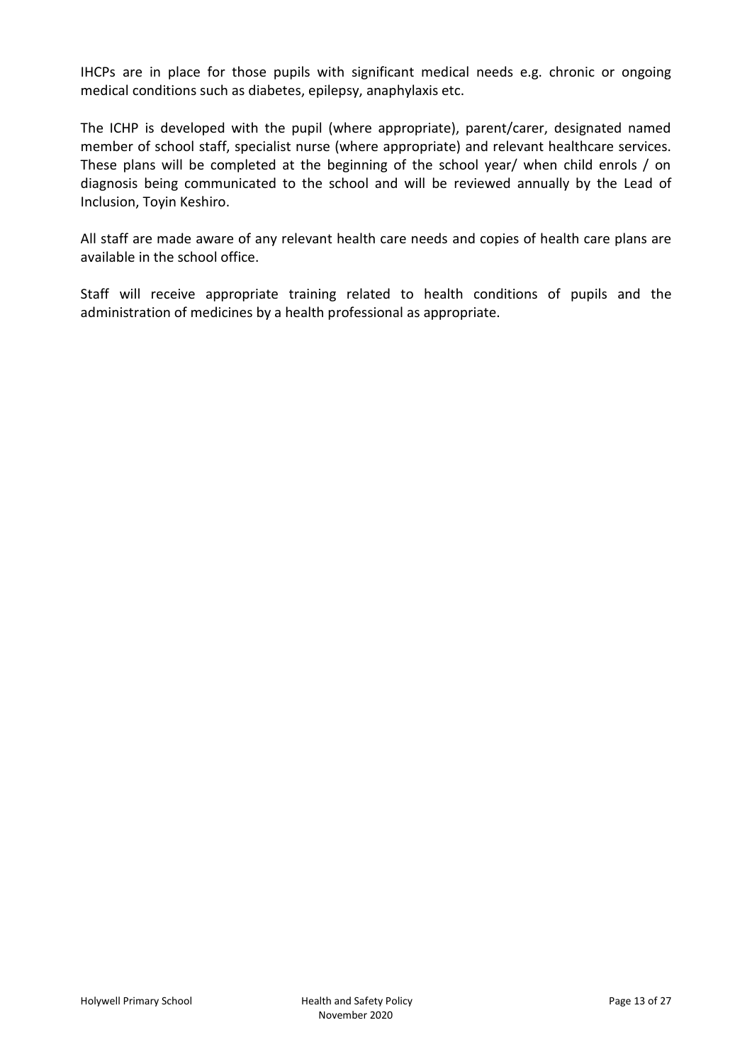IHCPs are in place for those pupils with significant medical needs e.g. chronic or ongoing medical conditions such as diabetes, epilepsy, anaphylaxis etc.

The ICHP is developed with the pupil (where appropriate), parent/carer, designated named member of school staff, specialist nurse (where appropriate) and relevant healthcare services. These plans will be completed at the beginning of the school year/ when child enrols / on diagnosis being communicated to the school and will be reviewed annually by the Lead of Inclusion, Toyin Keshiro.

All staff are made aware of any relevant health care needs and copies of health care plans are available in the school office.

Staff will receive appropriate training related to health conditions of pupils and the administration of medicines by a health professional as appropriate.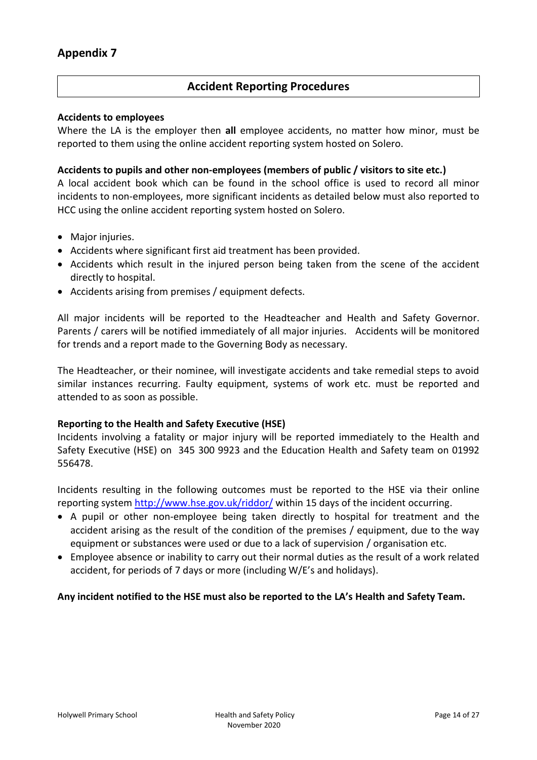## Appendix 7

### Accident Reporting Procedures

**Accidents to employees**

Where the LA is the employer then **all** employee accidents, no matter how minor, must be reported to them using the online accident reporting system hosted on Solero.

**Accidents to pupils and other non-employees (members of public / visitors to site etc.)**

A local accident book which can be found in the school office is used to record all minor incidents to non-employees, more significant incidents as detailed below must also reported to HCC using the online accident reporting system hosted on Solero.

- Major injuries.
- Accidents where significant first aid treatment has been provided.
- Accidents which result in the injured person being taken from the scene of the accident directly to hospital.
- Accidents arising from premises / equipment defects.

All major incidents will be reported to the Headteacher and Health and Safety Governor. Parents / carers will be notified immediately of all major injuries. Accidents will be monitored for trends and a report made to the Governing Body as necessary.

The Headteacher, or their nominee, will investigate accidents and take remedial steps to avoid similar instances recurring. Faulty equipment, systems of work etc. must be reported and attended to as soon as possible.

**Reporting to the Health and Safety Executive (HSE)**

Incidents involving a fatality or major injury will be reported immediately to the Health and Safety Executive (HSE) on 345 300 9923 and the Education Health and Safety team on 01992 556478.

Incidents resulting in the following outcomes must be reported to the HSE via their online reporting system http://www.hse.gov.uk/riddor/ within 15 days of the incident occurring.

- A pupil or other non-employee being taken directly to hospital for treatment and the accident arising as the result of the condition of the premises / equipment, due to the way equipment or substances were used or due to a lack of supervision / organisation etc.
- Employee absence or inability to carry out their normal duties as the result of a work related accident, for periods of 7 days or more (including W/E's and holidays).

**Any incident notified to the HSE must also be reported to the LA's Health and Safety Team.**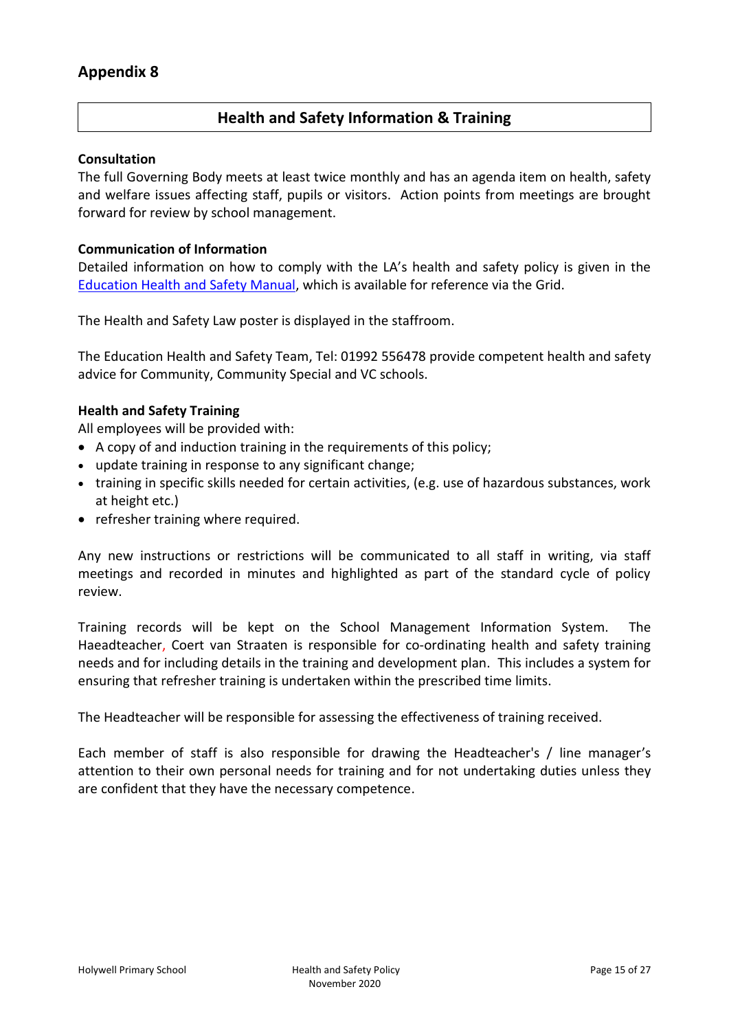## Appendix 8

### Health and Safety Information & Training

**Consultation**

The full Governing Body meets at least twice monthly and has an agenda item on health, safety and welfare issues affecting staff, pupils or visitors. Action points from meetings are brought forward for review by school management.

**Communication of Information**

Detailed information on how to comply with the LA's health and safety policy is given in the Education Health and Safety Manual, which is available for reference via the Grid.

The Health and Safety Law poster is displayed in the staffroom.

The Education Health and Safety Team, Tel: 01992 556478 provide competent health and safety advice for Community, Community Special and VC schools.

**Health and Safety Training**

All employees will be provided with:

- A copy of and induction training in the requirements of this policy;
- update training in response to any significant change;
- training in specific skills needed for certain activities, (e.g. use of hazardous substances, work at height etc.)
- refresher training where required.

Any new instructions or restrictions will be communicated to all staff in writing, via staff meetings and recorded in minutes and highlighted as part of the standard cycle of policy review.

Training records will be kept on the School Management Information System. The Haeadteacher, Coert van Straaten is responsible for co-ordinating health and safety training needs and for including details in the training and development plan. This includes a system for ensuring that refresher training is undertaken within the prescribed time limits.

The Headteacher will be responsible for assessing the effectiveness of training received.

Each member of staff is also responsible for drawing the Headteacher's / line manager's attention to their own personal needs for training and for not undertaking duties unless they are confident that they have the necessary competence.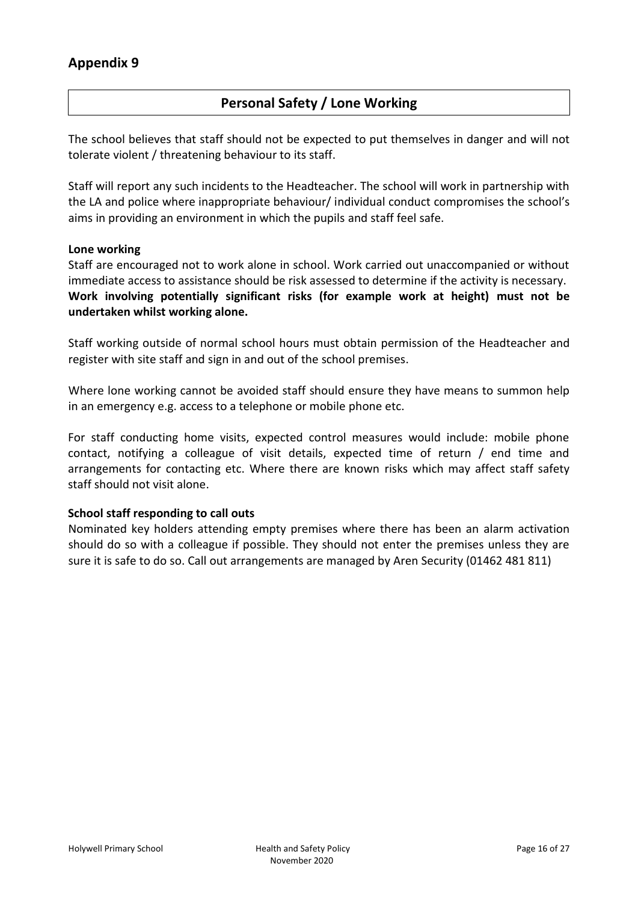## Appendix 9

# Personal Safety / Lone Working

The school believes that staff should not be expected to put themselves in danger and will not tolerate violent / threatening behaviour to its staff.

Staff will report any such incidents to the Headteacher. The school will work in partnership with the LA and police where inappropriate behaviour/ individual conduct compromises the school's aims in providing an environment in which the pupils and staff feel safe.

### Lone working

Staff are encouraged not to work alone in school. Work carried out unaccompanied or without immediate access to assistance should be risk assessed to determine if the activity is necessary. **Work involving potentially significant risks (for example work at height) must not be undertaken whilst working alone.**

Staff working outside of normal school hours must obtain permission of the Headteacher and register with site staff and sign in and out of the school premises.

Where lone working cannot be avoided staff should ensure they have means to summon help in an emergency e.g. access to a telephone or mobile phone etc.

For staff conducting home visits, expected control measures would include: mobile phone contact, notifying a colleague of visit details, expected time of return / end time and arrangements for contacting etc. Where there are known risks which may affect staff safety staff should not visit alone.

### School staff responding to call outs

Nominated key holders attending empty premises where there has been an alarm activation should do so with a colleague if possible. They should not enter the premises unless they are sure it is safe to do so. Call out arrangements are managed by Aren Security (01462 481 811)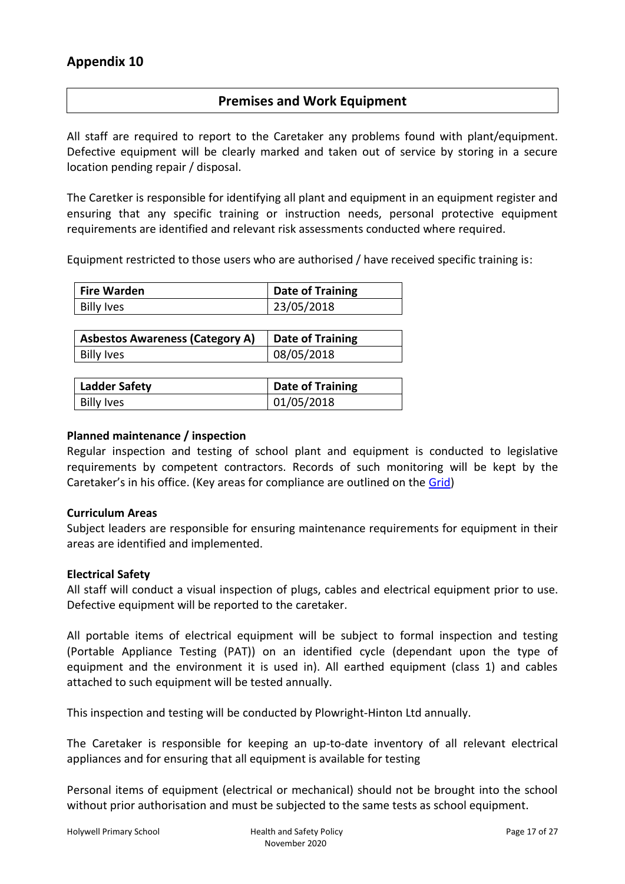## Appendix 10

### Premises and Work Equipment

All staff are required to report to the Caretaker any problems found with plant/equipment. Defective equipment will be clearly marked and taken out of service by storing in a secure location pending repair / disposal.

The Caretker is responsible for identifying all plant and equipment in an equipment register and ensuring that any specific training or instruction needs, personal protective equipment requirements are identified and relevant risk assessments conducted where required.

Equipment restricted to those users who are authorised / have received specific training is:

| Fire Warden | Date of Training |
|---|---|
| Billy Ives | 23/05/2018 |

| Asbestos Awareness (Category A) | Date of Training |
|---|---|
| Billy Ives | 08/05/2018 |

| Ladder Safety | Date of Training |
|---|---|
| Billy Ives | 01/05/2018 |

**Planned maintenance / inspection**
Regular inspection and testing of school plant and equipment is conducted to legislative requirements by competent contractors. Records of such monitoring will be kept by the Caretaker's in his office. (Key areas for compliance are outlined on the Grid)

**Curriculum Areas**
Subject leaders are responsible for ensuring maintenance requirements for equipment in their areas are identified and implemented.

**Electrical Safety**
All staff will conduct a visual inspection of plugs, cables and electrical equipment prior to use. Defective equipment will be reported to the caretaker.

All portable items of electrical equipment will be subject to formal inspection and testing (Portable Appliance Testing (PAT)) on an identified cycle (dependant upon the type of equipment and the environment it is used in). All earthed equipment (class 1) and cables attached to such equipment will be tested annually.

This inspection and testing will be conducted by Plowright-Hinton Ltd annually.

The Caretaker is responsible for keeping an up-to-date inventory of all relevant electrical appliances and for ensuring that all equipment is available for testing

Personal items of equipment (electrical or mechanical) should not be brought into the school without prior authorisation and must be subjected to the same tests as school equipment.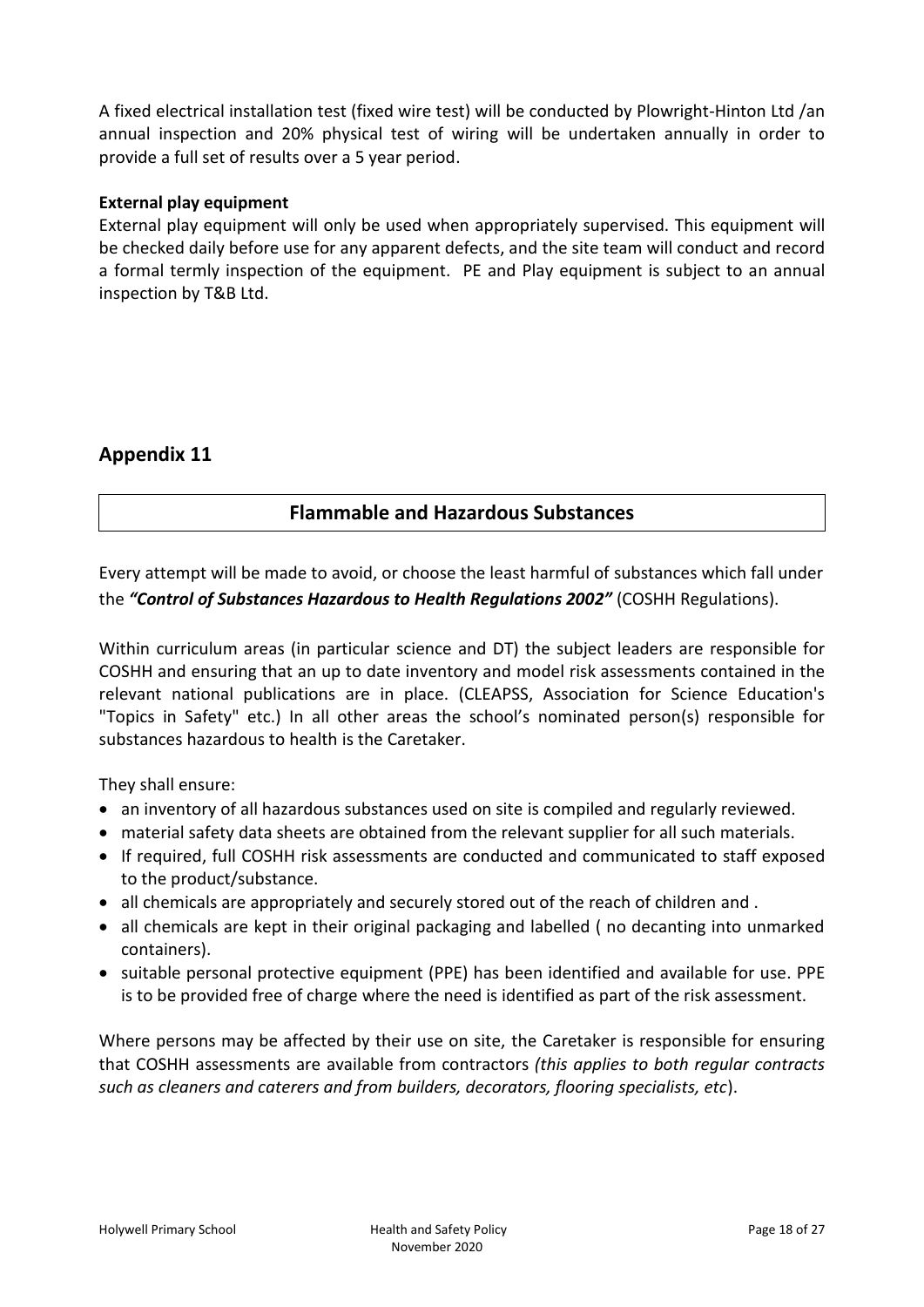A fixed electrical installation test (fixed wire test) will be conducted by Plowright-Hinton Ltd /an annual inspection and 20% physical test of wiring will be undertaken annually in order to provide a full set of results over a 5 year period.

**External play equipment**

External play equipment will only be used when appropriately supervised. This equipment will be checked daily before use for any apparent defects, and the site team will conduct and record a formal termly inspection of the equipment. PE and Play equipment is subject to an annual inspection by T&B Ltd.

## Appendix 11

### Flammable and Hazardous Substances

Every attempt will be made to avoid, or choose the least harmful of substances which fall under the ***"Control of Substances Hazardous to Health Regulations 2002"*** (COSHH Regulations).

Within curriculum areas (in particular science and DT) the subject leaders are responsible for COSHH and ensuring that an up to date inventory and model risk assessments contained in the relevant national publications are in place. (CLEAPSS, Association for Science Education's "Topics in Safety" etc.) In all other areas the school's nominated person(s) responsible for substances hazardous to health is the Caretaker.

They shall ensure:

- an inventory of all hazardous substances used on site is compiled and regularly reviewed.
- material safety data sheets are obtained from the relevant supplier for all such materials.
- If required, full COSHH risk assessments are conducted and communicated to staff exposed to the product/substance.
- all chemicals are appropriately and securely stored out of the reach of children and .
- all chemicals are kept in their original packaging and labelled ( no decanting into unmarked containers).
- suitable personal protective equipment (PPE) has been identified and available for use. PPE is to be provided free of charge where the need is identified as part of the risk assessment.

Where persons may be affected by their use on site, the Caretaker is responsible for ensuring that COSHH assessments are available from contractors *(this applies to both regular contracts such as cleaners and caterers and from builders, decorators, flooring specialists, etc*).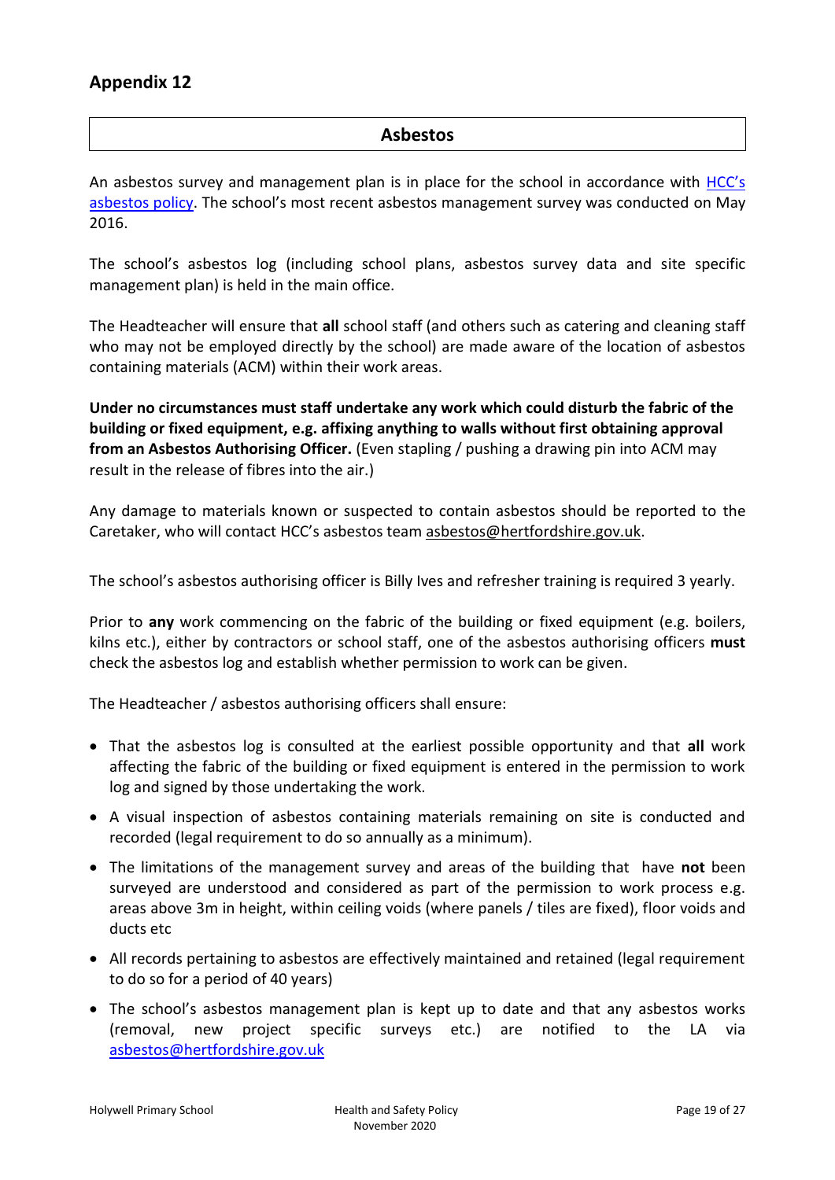## Appendix 12

### Asbestos

An asbestos survey and management plan is in place for the school in accordance with [HCC's asbestos policy](). The school's most recent asbestos management survey was conducted on May 2016.

The school's asbestos log (including school plans, asbestos survey data and site specific management plan) is held in the main office.

The Headteacher will ensure that **all** school staff (and others such as catering and cleaning staff who may not be employed directly by the school) are made aware of the location of asbestos containing materials (ACM) within their work areas.

**Under no circumstances must staff undertake any work which could disturb the fabric of the building or fixed equipment, e.g. affixing anything to walls without first obtaining approval from an Asbestos Authorising Officer.** (Even stapling / pushing a drawing pin into ACM may result in the release of fibres into the air.)

Any damage to materials known or suspected to contain asbestos should be reported to the Caretaker, who will contact HCC's asbestos team asbestos@hertfordshire.gov.uk.

The school's asbestos authorising officer is Billy Ives and refresher training is required 3 yearly.

Prior to **any** work commencing on the fabric of the building or fixed equipment (e.g. boilers, kilns etc.), either by contractors or school staff, one of the asbestos authorising officers **must** check the asbestos log and establish whether permission to work can be given.

The Headteacher / asbestos authorising officers shall ensure:

- That the asbestos log is consulted at the earliest possible opportunity and that **all** work affecting the fabric of the building or fixed equipment is entered in the permission to work log and signed by those undertaking the work.
- A visual inspection of asbestos containing materials remaining on site is conducted and recorded (legal requirement to do so annually as a minimum).
- The limitations of the management survey and areas of the building that have **not** been surveyed are understood and considered as part of the permission to work process e.g. areas above 3m in height, within ceiling voids (where panels / tiles are fixed), floor voids and ducts etc
- All records pertaining to asbestos are effectively maintained and retained (legal requirement to do so for a period of 40 years)
- The school's asbestos management plan is kept up to date and that any asbestos works (removal, new project specific surveys etc.) are notified to the LA via asbestos@hertfordshire.gov.uk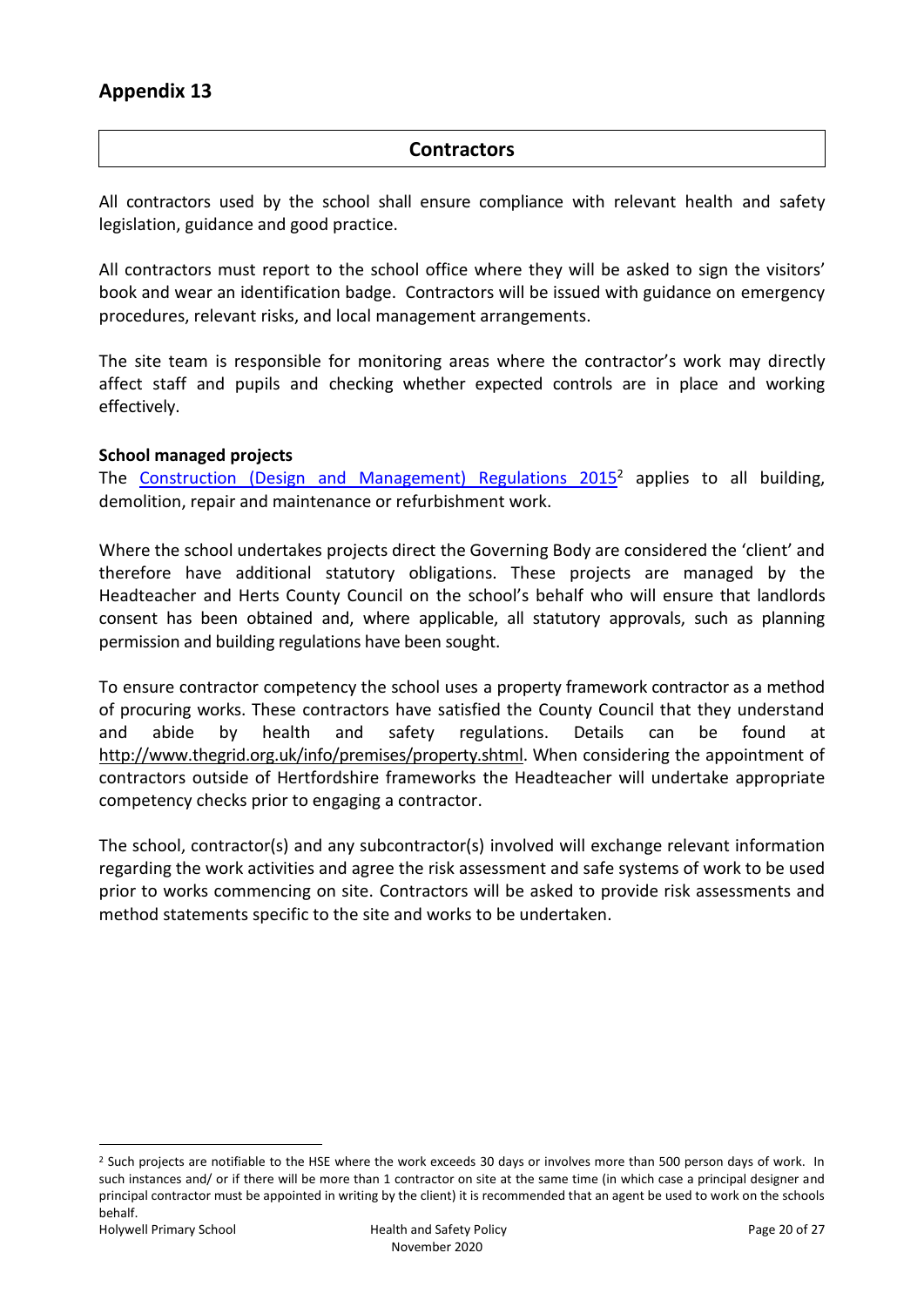## Appendix 13

### Contractors

All contractors used by the school shall ensure compliance with relevant health and safety legislation, guidance and good practice.

All contractors must report to the school office where they will be asked to sign the visitors' book and wear an identification badge. Contractors will be issued with guidance on emergency procedures, relevant risks, and local management arrangements.

The site team is responsible for monitoring areas where the contractor's work may directly affect staff and pupils and checking whether expected controls are in place and working effectively.

**School managed projects**

The Construction (Design and Management) Regulations 2015[2] applies to all building, demolition, repair and maintenance or refurbishment work.

Where the school undertakes projects direct the Governing Body are considered the 'client' and therefore have additional statutory obligations. These projects are managed by the Headteacher and Herts County Council on the school's behalf who will ensure that landlords consent has been obtained and, where applicable, all statutory approvals, such as planning permission and building regulations have been sought.

To ensure contractor competency the school uses a property framework contractor as a method of procuring works. These contractors have satisfied the County Council that they understand and abide by health and safety regulations. Details can be found at http://www.thegrid.org.uk/info/premises/property.shtml. When considering the appointment of contractors outside of Hertfordshire frameworks the Headteacher will undertake appropriate competency checks prior to engaging a contractor.

The school, contractor(s) and any subcontractor(s) involved will exchange relevant information regarding the work activities and agree the risk assessment and safe systems of work to be used prior to works commencing on site. Contractors will be asked to provide risk assessments and method statements specific to the site and works to be undertaken.

---

[2] Such projects are notifiable to the HSE where the work exceeds 30 days or involves more than 500 person days of work. In such instances and/ or if there will be more than 1 contractor on site at the same time (in which case a principal designer and principal contractor must be appointed in writing by the client) it is recommended that an agent be used to work on the schools behalf.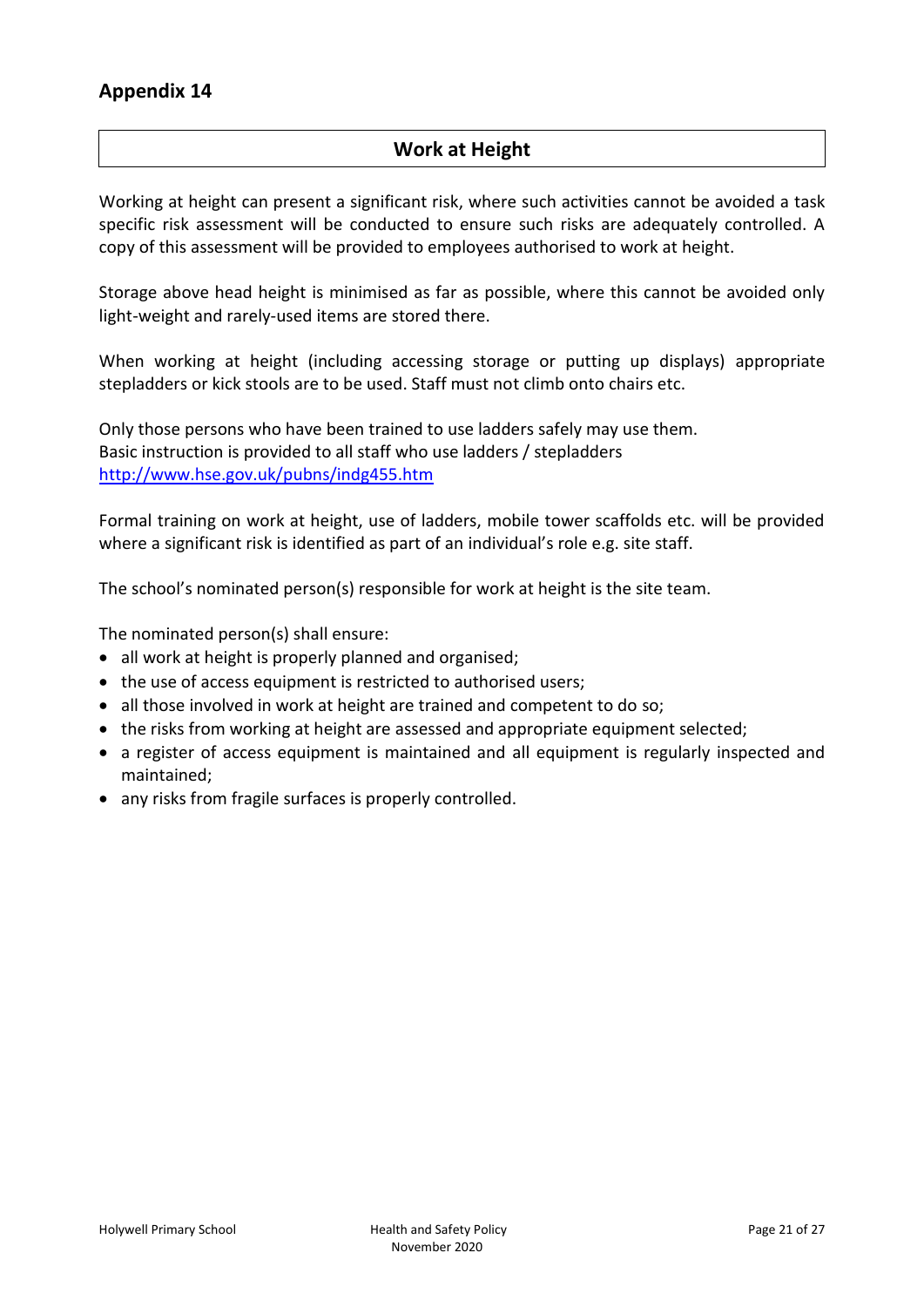## Appendix 14

### Work at Height

Working at height can present a significant risk, where such activities cannot be avoided a task specific risk assessment will be conducted to ensure such risks are adequately controlled. A copy of this assessment will be provided to employees authorised to work at height.

Storage above head height is minimised as far as possible, where this cannot be avoided only light-weight and rarely-used items are stored there.

When working at height (including accessing storage or putting up displays) appropriate stepladders or kick stools are to be used. Staff must not climb onto chairs etc.

Only those persons who have been trained to use ladders safely may use them.
Basic instruction is provided to all staff who use ladders / stepladders
[http://www.hse.gov.uk/pubns/indg455.htm](http://www.hse.gov.uk/pubns/indg455.htm)

Formal training on work at height, use of ladders, mobile tower scaffolds etc. will be provided where a significant risk is identified as part of an individual's role e.g. site staff.

The school's nominated person(s) responsible for work at height is the site team.

The nominated person(s) shall ensure:

- all work at height is properly planned and organised;
- the use of access equipment is restricted to authorised users;
- all those involved in work at height are trained and competent to do so;
- the risks from working at height are assessed and appropriate equipment selected;
- a register of access equipment is maintained and all equipment is regularly inspected and maintained;
- any risks from fragile surfaces is properly controlled.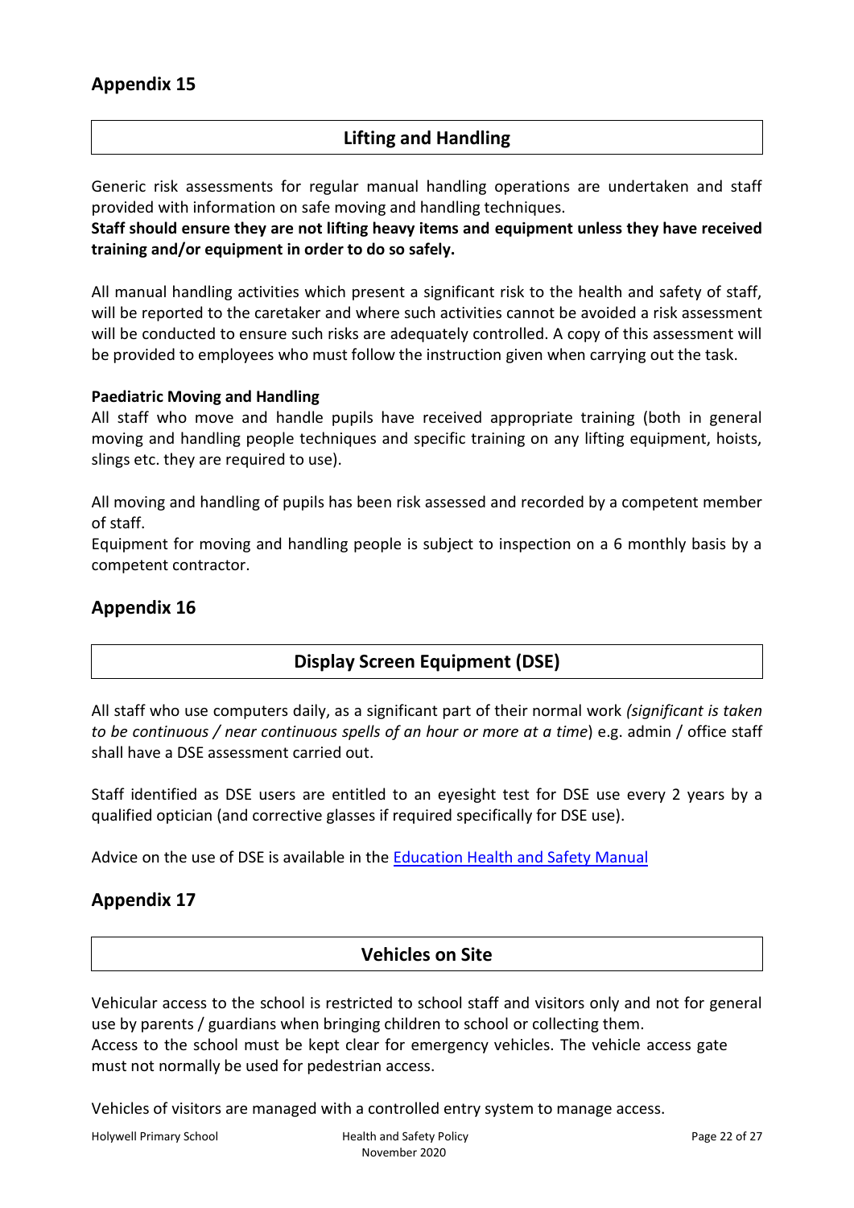## Appendix 15

### Lifting and Handling

Generic risk assessments for regular manual handling operations are undertaken and staff provided with information on safe moving and handling techniques.

**Staff should ensure they are not lifting heavy items and equipment unless they have received training and/or equipment in order to do so safely.**

All manual handling activities which present a significant risk to the health and safety of staff, will be reported to the caretaker and where such activities cannot be avoided a risk assessment will be conducted to ensure such risks are adequately controlled. A copy of this assessment will be provided to employees who must follow the instruction given when carrying out the task.

**Paediatric Moving and Handling**

All staff who move and handle pupils have received appropriate training (both in general moving and handling people techniques and specific training on any lifting equipment, hoists, slings etc. they are required to use).

All moving and handling of pupils has been risk assessed and recorded by a competent member of staff.

Equipment for moving and handling people is subject to inspection on a 6 monthly basis by a competent contractor.

## Appendix 16

### Display Screen Equipment (DSE)

All staff who use computers daily, as a significant part of their normal work *(significant is taken to be continuous / near continuous spells of an hour or more at a time*) e.g. admin / office staff shall have a DSE assessment carried out.

Staff identified as DSE users are entitled to an eyesight test for DSE use every 2 years by a qualified optician (and corrective glasses if required specifically for DSE use).

Advice on the use of DSE is available in the Education Health and Safety Manual

## Appendix 17

### Vehicles on Site

Vehicular access to the school is restricted to school staff and visitors only and not for general use by parents / guardians when bringing children to school or collecting them.

Access to the school must be kept clear for emergency vehicles. The vehicle access gate must not normally be used for pedestrian access.

Vehicles of visitors are managed with a controlled entry system to manage access.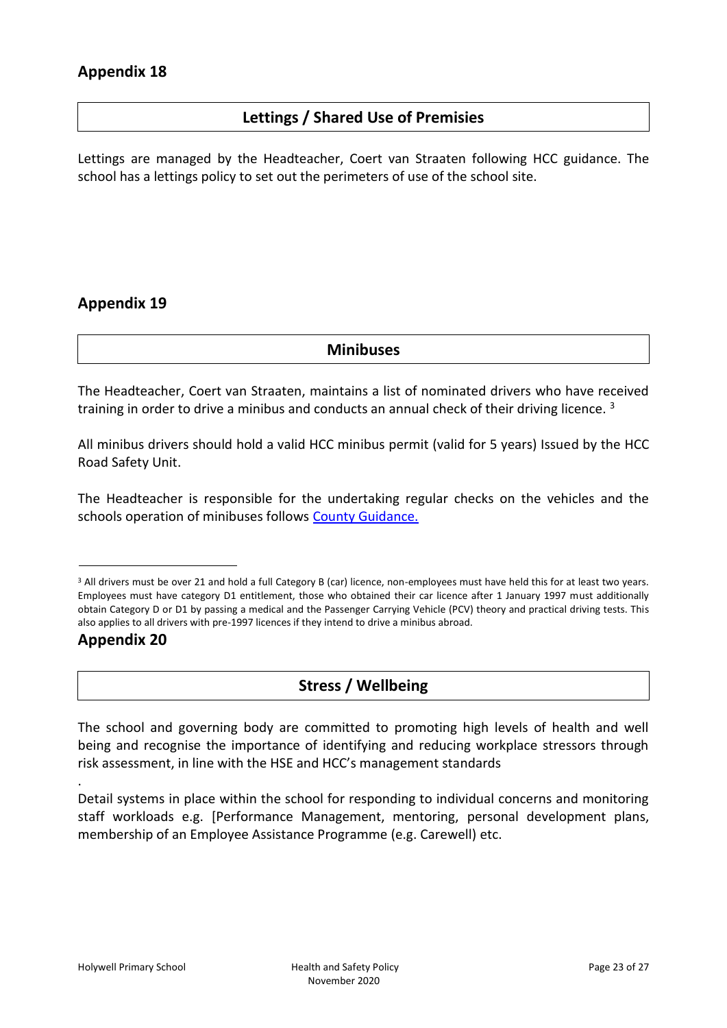## Appendix 18

### Lettings / Shared Use of Premisies

Lettings are managed by the Headteacher, Coert van Straaten following HCC guidance. The school has a lettings policy to set out the perimeters of use of the school site.

## Appendix 19

### Minibuses

The Headteacher, Coert van Straaten, maintains a list of nominated drivers who have received training in order to drive a minibus and conducts an annual check of their driving licence. [3]

All minibus drivers should hold a valid HCC minibus permit (valid for 5 years) Issued by the HCC Road Safety Unit.

The Headteacher is responsible for the undertaking regular checks on the vehicles and the schools operation of minibuses follows [County Guidance.]

[3] All drivers must be over 21 and hold a full Category B (car) licence, non-employees must have held this for at least two years. Employees must have category D1 entitlement, those who obtained their car licence after 1 January 1997 must additionally obtain Category D or D1 by passing a medical and the Passenger Carrying Vehicle (PCV) theory and practical driving tests. This also applies to all drivers with pre-1997 licences if they intend to drive a minibus abroad.

## Appendix 20

### Stress / Wellbeing

The school and governing body are committed to promoting high levels of health and well being and recognise the importance of identifying and reducing workplace stressors through risk assessment, in line with the HSE and HCC's management standards

.

Detail systems in place within the school for responding to individual concerns and monitoring staff workloads e.g. [Performance Management, mentoring, personal development plans, membership of an Employee Assistance Programme (e.g. Carewell) etc.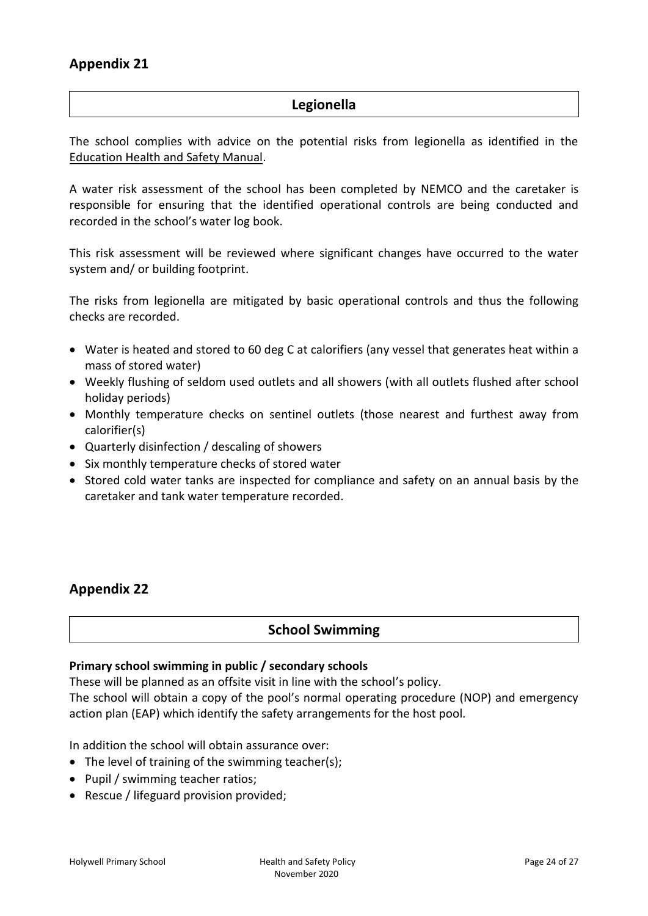## Appendix 21

### Legionella

The school complies with advice on the potential risks from legionella as identified in the Education Health and Safety Manual.

A water risk assessment of the school has been completed by NEMCO and the caretaker is responsible for ensuring that the identified operational controls are being conducted and recorded in the school's water log book.

This risk assessment will be reviewed where significant changes have occurred to the water system and/ or building footprint.

The risks from legionella are mitigated by basic operational controls and thus the following checks are recorded.

- Water is heated and stored to 60 deg C at calorifiers (any vessel that generates heat within a mass of stored water)
- Weekly flushing of seldom used outlets and all showers (with all outlets flushed after school holiday periods)
- Monthly temperature checks on sentinel outlets (those nearest and furthest away from calorifier(s)
- Quarterly disinfection / descaling of showers
- Six monthly temperature checks of stored water
- Stored cold water tanks are inspected for compliance and safety on an annual basis by the caretaker and tank water temperature recorded.

## Appendix 22

### School Swimming

**Primary school swimming in public / secondary schools**

These will be planned as an offsite visit in line with the school's policy.

The school will obtain a copy of the pool's normal operating procedure (NOP) and emergency action plan (EAP) which identify the safety arrangements for the host pool.

In addition the school will obtain assurance over:

- The level of training of the swimming teacher(s);
- Pupil / swimming teacher ratios;
- Rescue / lifeguard provision provided;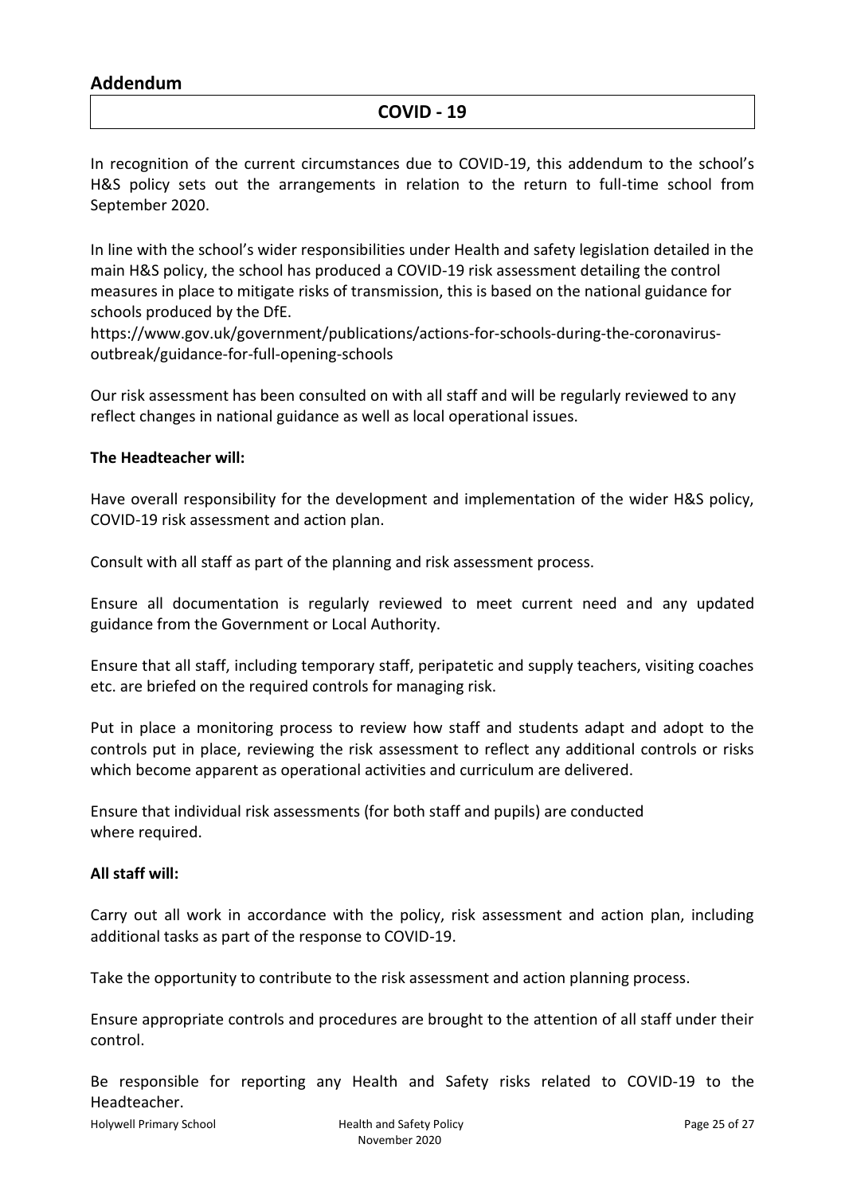## Addendum

### COVID - 19

In recognition of the current circumstances due to COVID-19, this addendum to the school's H&S policy sets out the arrangements in relation to the return to full-time school from September 2020.

In line with the school's wider responsibilities under Health and safety legislation detailed in the main H&S policy, the school has produced a COVID-19 risk assessment detailing the control measures in place to mitigate risks of transmission, this is based on the national guidance for schools produced by the DfE.
https://www.gov.uk/government/publications/actions-for-schools-during-the-coronavirus-outbreak/guidance-for-full-opening-schools

Our risk assessment has been consulted on with all staff and will be regularly reviewed to any reflect changes in national guidance as well as local operational issues.

**The Headteacher will:**

Have overall responsibility for the development and implementation of the wider H&S policy, COVID-19 risk assessment and action plan.

Consult with all staff as part of the planning and risk assessment process.

Ensure all documentation is regularly reviewed to meet current need and any updated guidance from the Government or Local Authority.

Ensure that all staff, including temporary staff, peripatetic and supply teachers, visiting coaches etc. are briefed on the required controls for managing risk.

Put in place a monitoring process to review how staff and students adapt and adopt to the controls put in place, reviewing the risk assessment to reflect any additional controls or risks which become apparent as operational activities and curriculum are delivered.

Ensure that individual risk assessments (for both staff and pupils) are conducted where required.

**All staff will:**

Carry out all work in accordance with the policy, risk assessment and action plan, including additional tasks as part of the response to COVID-19.

Take the opportunity to contribute to the risk assessment and action planning process.

Ensure appropriate controls and procedures are brought to the attention of all staff under their control.

Be responsible for reporting any Health and Safety risks related to COVID-19 to the Headteacher.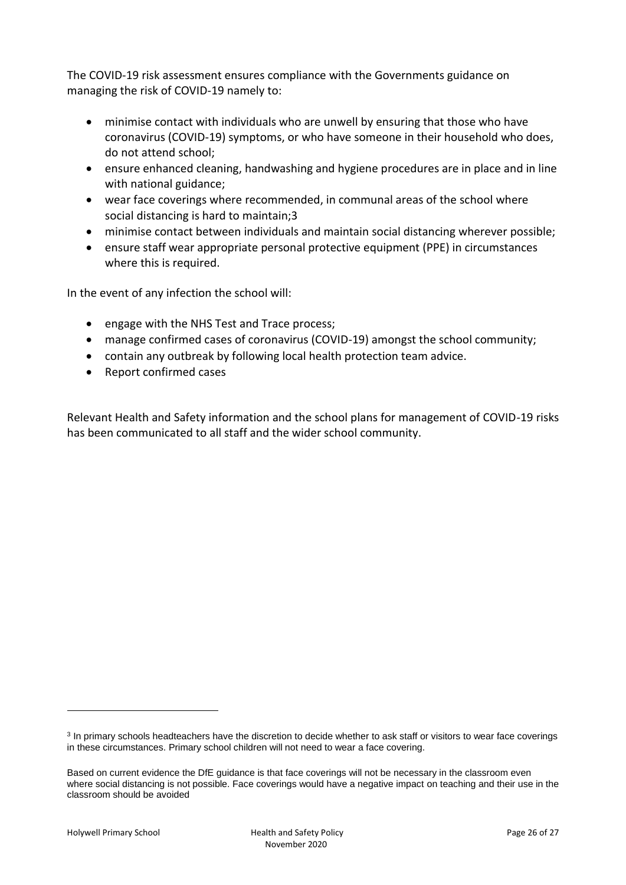The COVID-19 risk assessment ensures compliance with the Governments guidance on managing the risk of COVID-19 namely to:

- minimise contact with individuals who are unwell by ensuring that those who have coronavirus (COVID-19) symptoms, or who have someone in their household who does, do not attend school;
- ensure enhanced cleaning, handwashing and hygiene procedures are in place and in line with national guidance;
- wear face coverings where recommended, in communal areas of the school where social distancing is hard to maintain;[3]
- minimise contact between individuals and maintain social distancing wherever possible;
- ensure staff wear appropriate personal protective equipment (PPE) in circumstances where this is required.

In the event of any infection the school will:

- engage with the NHS Test and Trace process;
- manage confirmed cases of coronavirus (COVID-19) amongst the school community;
- contain any outbreak by following local health protection team advice.
- Report confirmed cases

Relevant Health and Safety information and the school plans for management of COVID-19 risks has been communicated to all staff and the wider school community.

---

[3] In primary schools headteachers have the discretion to decide whether to ask staff or visitors to wear face coverings in these circumstances. Primary school children will not need to wear a face covering.

Based on current evidence the DfE guidance is that face coverings will not be necessary in the classroom even where social distancing is not possible. Face coverings would have a negative impact on teaching and their use in the classroom should be avoided